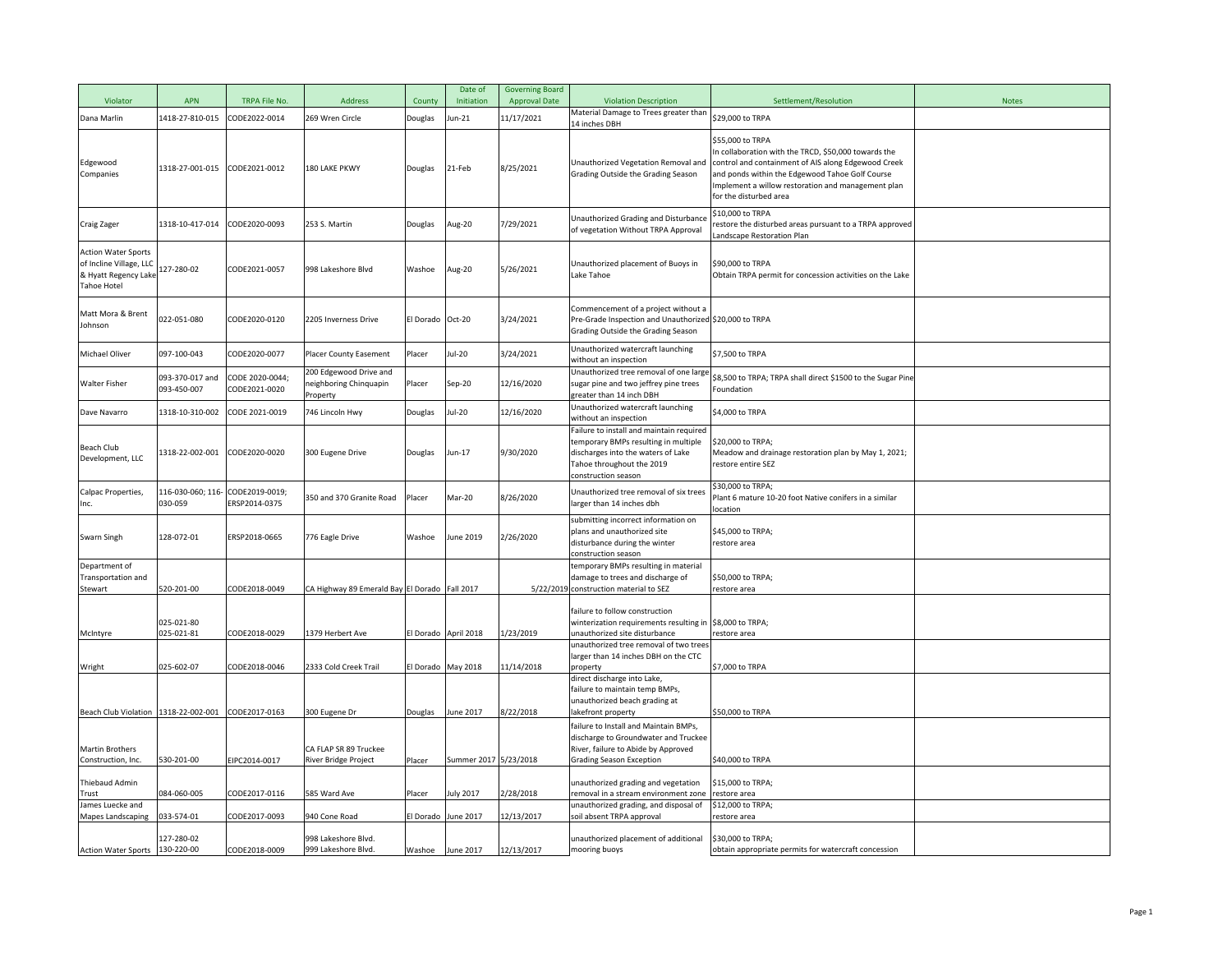| Violator | APN | TRPA File No. | Address | County | Date of Initiation | Governing Board Approval Date | Violation Description | Settlement/Resolution | Notes |
|---|---|---|---|---|---|---|---|---|---|
| Dana Marlin | 1418-27-810-015 | CODE2022-0014 | 269 Wren Circle | Douglas | Jun-21 | 11/17/2021 | Material Damage to Trees greater than 14 inches DBH | $29,000 to TRPA | |
| Edgewood Companies | 1318-27-001-015 | CODE2021-0012 | 180 LAKE PKWY | Douglas | 21-Feb | 8/25/2021 | Unauthorized Vegetation Removal and Grading Outside the Grading Season | $55,000 to TRPA<br>In collaboration with the TRCD, $50,000 towards the control and containment of AIS along Edgewood Creek and ponds within the Edgewood Tahoe Golf Course<br>Implement a willow restoration and management plan for the disturbed area | |
| Craig Zager | 1318-10-417-014 | CODE2020-0093 | 253 S. Martin | Douglas | Aug-20 | 7/29/2021 | Unauthorized Grading and Disturbance of vegetation Without TRPA Approval | $10,000 to TRPA<br>restore the disturbed areas pursuant to a TRPA approved Landscape Restoration Plan | |
| Action Water Sports of Incline Village, LLC & Hyatt Regency Lake Tahoe Hotel | 127-280-02 | CODE2021-0057 | 998 Lakeshore Blvd | Washoe | Aug-20 | 5/26/2021 | Unauthorized placement of Buoys in Lake Tahoe | $90,000 to TRPA<br>Obtain TRPA permit for concession activities on the Lake | |
| Matt Mora & Brent Johnson | 022-051-080 | CODE2020-0120 | 2205 Inverness Drive | El Dorado | Oct-20 | 3/24/2021 | Commencement of a project without a Pre-Grade Inspection and Unauthorized Grading Outside the Grading Season | $20,000 to TRPA | |
| Michael Oliver | 097-100-043 | CODE2020-0077 | Placer County Easement | Placer | Jul-20 | 3/24/2021 | Unauthorized watercraft launching without an inspection | $7,500 to TRPA | |
| Walter Fisher | 093-370-017 and 093-450-007 | CODE 2020-0044; CODE2021-0020 | 200 Edgewood Drive and neighboring Chinquapin Property | Placer | Sep-20 | 12/16/2020 | Unauthorized tree removal of one large sugar pine and two jeffrey pine trees greater than 14 inch DBH | $8,500 to TRPA; TRPA shall direct $1500 to the Sugar Pine Foundation | |
| Dave Navarro | 1318-10-310-002 | CODE 2021-0019 | 746 Lincoln Hwy | Douglas | Jul-20 | 12/16/2020 | Unauthorized watercraft launching without an inspection | $4,000 to TRPA | |
| Beach Club Development, LLC | 1318-22-002-001 | CODE2020-0020 | 300 Eugene Drive | Douglas | Jun-17 | 9/30/2020 | Failure to install and maintain required temporary BMPs resulting in multiple discharges into the waters of Lake Tahoe throughout the 2019 construction season | $20,000 to TRPA;<br>Meadow and drainage restoration plan by May 1, 2021; restore entire SEZ | |
| Calpac Properties, Inc. | 116-030-060; 116-030-059 | CODE2019-0019; ERSP2014-0375 | 350 and 370 Granite Road | Placer | Mar-20 | 8/26/2020 | Unauthorized tree removal of six trees larger than 14 inches dbh | $30,000 to TRPA;<br>Plant 6 mature 10-20 foot Native conifers in a similar location | |
| Swarn Singh | 128-072-01 | ERSP2018-0665 | 776 Eagle Drive | Washoe | June 2019 | 2/26/2020 | submitting incorrect information on plans and unauthorized site disturbance during the winter construction season | $45,000 to TRPA;<br>restore area | |
| Department of Transportation and Stewart | 520-201-00 | CODE2018-0049 | CA Highway 89 Emerald Bay | El Dorado | Fall 2017 | 5/22/2019 | temporary BMPs resulting in material damage to trees and discharge of construction material to SEZ | $50,000 to TRPA;<br>restore area | |
| McIntyre | 025-021-80<br>025-021-81 | CODE2018-0029 | 1379 Herbert Ave | El Dorado | April 2018 | 1/23/2019 | failure to follow construction winterization requirements resulting in unauthorized site disturbance | $8,000 to TRPA;<br>restore area | |
| Wright | 025-602-07 | CODE2018-0046 | 2333 Cold Creek Trail | El Dorado | May 2018 | 11/14/2018 | unauthorized tree removal of two trees larger than 14 inches DBH on the CTC property | $7,000 to TRPA | |
| Beach Club Violation | 1318-22-002-001 | CODE2017-0163 | 300 Eugene Dr | Douglas | June 2017 | 8/22/2018 | direct discharge into Lake, failure to maintain temp BMPs, unauthorized beach grading at lakefront property | $50,000 to TRPA | |
| Martin Brothers Construction, Inc. | 530-201-00 | EIPC2014-0017 | CA FLAP SR 89 Truckee River Bridge Project | Placer | Summer 2017 | 5/23/2018 | failure to Install and Maintain BMPs, discharge to Groundwater and Truckee River, failure to Abide by Approved Grading Season Exception | $40,000 to TRPA | |
| Thiebaud Admin Trust | 084-060-005 | CODE2017-0116 | 585 Ward Ave | Placer | July 2017 | 2/28/2018 | unauthorized grading and vegetation removal in a stream environment zone | $15,000 to TRPA;<br>restore area | |
| James Luecke and Mapes Landscaping | 033-574-01 | CODE2017-0093 | 940 Cone Road | El Dorado | June 2017 | 12/13/2017 | unauthorized grading, and disposal of soil absent TRPA approval | $12,000 to TRPA;<br>restore area | |
| Action Water Sports | 127-280-02<br>130-220-00 | CODE2018-0009 | 998 Lakeshore Blvd.<br>999 Lakeshore Blvd. | Washoe | June 2017 | 12/13/2017 | unauthorized placement of additional mooring buoys | $30,000 to TRPA;<br>obtain appropriate permits for watercraft concession | |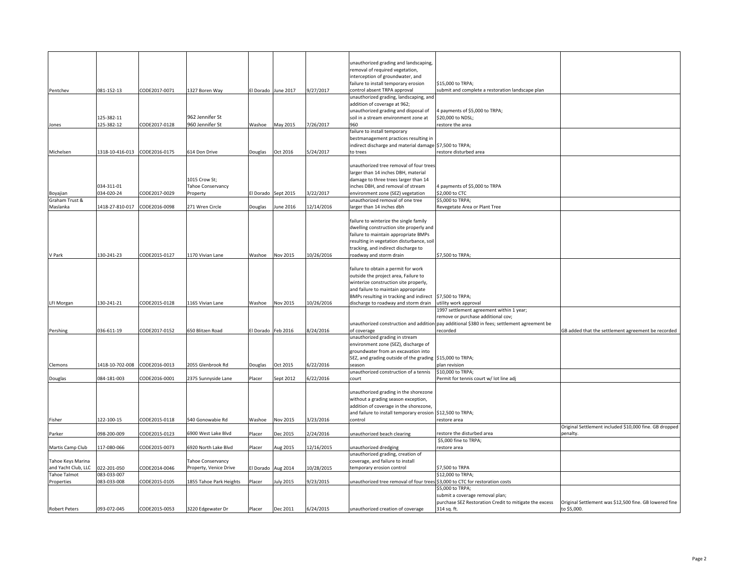| | | | | | | | | | |
|---|---|---|---|---|---|---|---|---|---|
| Pentchev | 081-152-13 | CODE2017-0071 | 1327 Boren Way | El Dorado | June 2017 | 9/27/2017 | unauthorized grading and landscaping, removal of required vegetation, interception of groundwater, and failure to install temporary erosion control absent TRPA approval | $15,000 to TRPA; submit and complete a restoration landscape plan | |
| Jones | 125-382-11 125-382-12 | CODE2017-0128 | 962 Jennifer St 960 Jennifer St | Washoe | May 2015 | 7/26/2017 | unauthorized grading, landscaping, and addition of coverage at 962; unauthorized grading and disposal of soil in a stream environment zone at 960 | 4 payments of $5,000 to TRPA; $20,000 to NDSL; restore the area | |
| Michelsen | 1318-10-416-013 | CODE2016-0175 | 614 Don Drive | Douglas | Oct 2016 | 5/24/2017 | failure to install temporary bestmanagement practices resulting in indirect discharge and material damage to trees | $7,500 to TRPA; restore disturbed area | |
| Boyajian | 034-311-01 034-020-24 | CODE2017-0029 | 1015 Crow St; Tahoe Conservancy Property | El Dorado | Sept 2015 | 3/22/2017 | unauthorized tree removal of four trees larger than 14 inches DBH, material damage to three trees larger than 14 inches DBH, and removal of stream environment zone (SEZ) vegetation | 4 payments of $5,000 to TRPA $2,000 to CTC | |
| Graham Trust & Maslanka | 1418-27-810-017 | CODE2016-0098 | 271 Wren Circle | Douglas | June 2016 | 12/14/2016 | unauthorized removal of one tree larger than 14 inches dbh | $5,000 to TRPA; Revegetate Area or Plant Tree | |
| V Park | 130-241-23 | CODE2015-0127 | 1170 Vivian Lane | Washoe | Nov 2015 | 10/26/2016 | failure to winterize the single family dwelling construction site properly and failure to maintain appropriate BMPs resulting in vegetation disturbance, soil tracking, and indirect discharge to roadway and storm drain | $7,500 to TRPA; | |
| LFI Morgan | 130-241-21 | CODE2015-0128 | 1165 Vivian Lane | Washoe | Nov 2015 | 10/26/2016 | failure to obtain a permit for work outside the project area, Failure to winterize construction site properly, and failure to maintain appropriate BMPs resulting in tracking and indirect discharge to roadway and storm drain | $7,500 to TRPA; utility work approval | |
| Pershing | 036-611-19 | CODE2017-0152 | 650 Blitzen Road | El Dorado | Feb 2016 | 8/24/2016 | unauthorized construction and addition of coverage | 1997 settlement agreement within 1 year; remove or purchase additional cov; pay additional $380 in fees; settlement agreement be recorded | GB added that the settlement agreement be recorded |
| Clemons | 1418-10-702-008 | CODE2016-0013 | 2055 Glenbrook Rd | Douglas | Oct 2015 | 6/22/2016 | unauthorized grading in stream environment zone (SEZ), discharge of groundwater from an excavation into SEZ, and grading outside of the grading season | $15,000 to TRPA; plan revision | |
| Douglas | 084-181-003 | CODE2016-0001 | 2375 Sunnyside Lane | Placer | Sept 2012 | 6/22/2016 | unauthorized construction of a tennis court | $10,000 to TRPA; Permit for tennis court w/ lot line adj | |
| Fisher | 122-100-15 | CODE2015-0118 | 540 Gonowabie Rd | Washoe | Nov 2015 | 3/23/2016 | unauthorized grading in the shorezone without a grading season exception, addition of coverage in the shorezone, and failure to install temporary erosion control | $12,500 to TRPA; restore area | |
| Parker | 098-200-009 | CODE2015-0123 | 6900 West Lake Blvd | Placer | Dec 2015 | 2/24/2016 | unauthorized beach clearing | restore the disturbed area | Original Settlement included $10,000 fine. GB dropped penalty. |
| Martis Camp Club | 117-080-066 | CODE2015-0073 | 6920 North Lake Blvd | Placer | Aug 2015 | 12/16/2015 | unauthorized dredging | $5,000 fine to TRPA; restore area | |
| Tahoe Keys Marina and Yacht Club, LLC | 022-201-050 | CODE2014-0046 | Tahoe Conservancy Property, Venice Drive | El Dorado | Aug 2014 | 10/28/2015 | unauthorized grading, creation of coverage, and failure to install temporary erosion control | $7,500 to TRPA | |
| Tahoe Talmot Properties | 083-033-007 083-033-008 | CODE2015-0105 | 1855 Tahoe Park Heights | Placer | July 2015 | 9/23/2015 | unauthorized tree removal of four trees | $12,000 to TRPA; $3,000 to CTC for restoration costs | |
| Robert Peters | 093-072-045 | CODE2015-0053 | 3220 Edgewater Dr | Placer | Dec 2011 | 6/24/2015 | unauthorized creation of coverage | $5,000 to TRPA; submit a coverage removal plan; purchase SEZ Restoration Credit to mitigate the excess 314 sq. ft. | Original Settlement was $12,500 fine. GB lowered fine to $5,000. |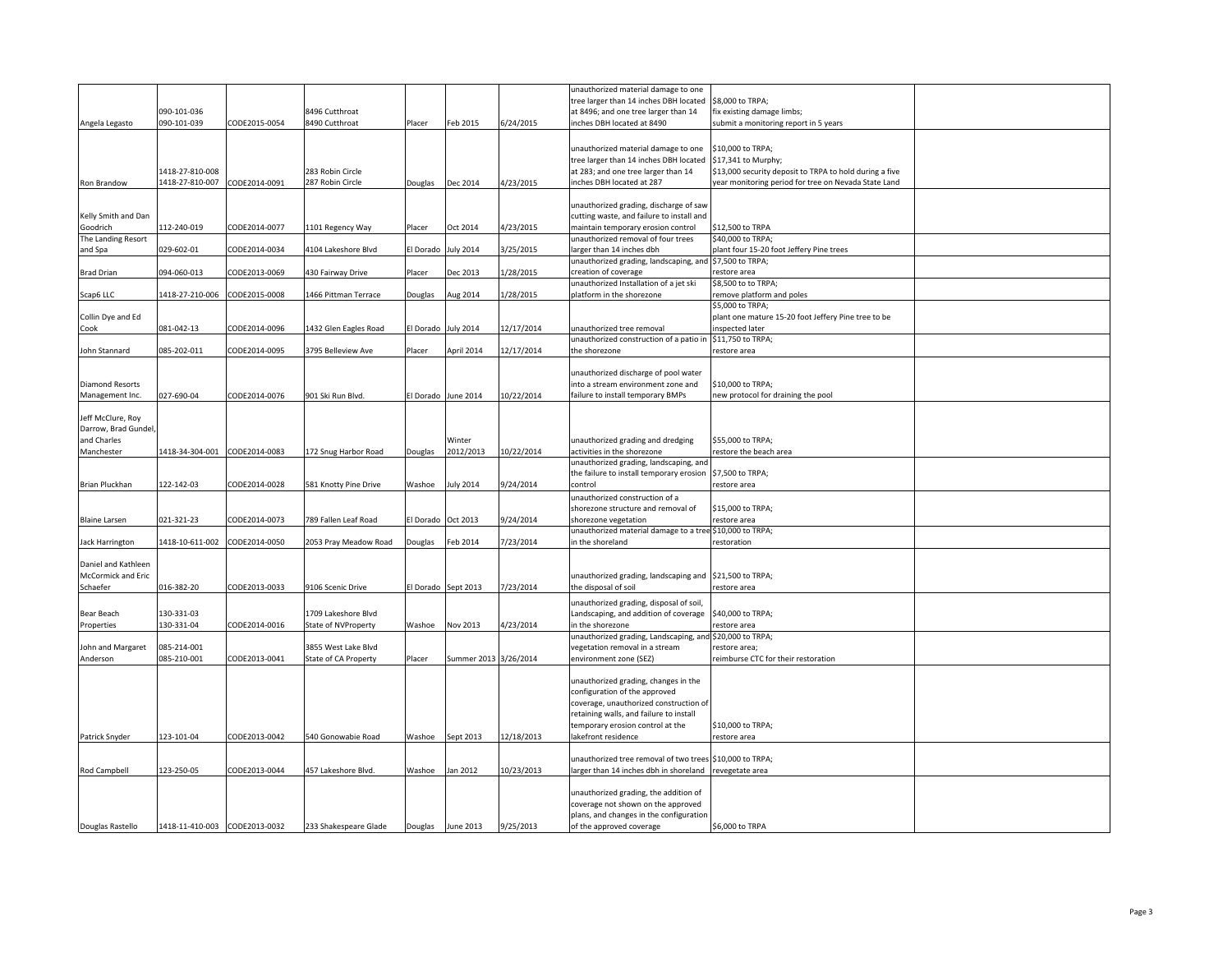| | | | | | | | | | |
|---|---|---|---|---|---|---|---|---|---|
| Angela Legasto | 090-101-036<br>090-101-039 | CODE2015-0054 | 8496 Cutthroat<br>8490 Cutthroat | Placer | Feb 2015 | 6/24/2015 | unauthorized material damage to one tree larger than 14 inches DBH located at 8496; and one tree larger than 14 inches DBH located at 8490 | $8,000 to TRPA;<br>fix existing damage limbs;<br>submit a monitoring report in 5 years | |
| Ron Brandow | 1418-27-810-008<br>1418-27-810-007 | CODE2014-0091 | 283 Robin Circle<br>287 Robin Circle | Douglas | Dec 2014 | 4/23/2015 | unauthorized material damage to one tree larger than 14 inches DBH located at 283; and one tree larger than 14 inches DBH located at 287 | $10,000 to TRPA;<br>$17,341 to Murphy;<br>$13,000 security deposit to TRPA to hold during a five year monitoring period for tree on Nevada State Land | |
| Kelly Smith and Dan Goodrich | 112-240-019 | CODE2014-0077 | 1101 Regency Way | Placer | Oct 2014 | 4/23/2015 | unauthorized grading, discharge of saw cutting waste, and failure to install and maintain temporary erosion control | $12,500 to TRPA | |
| The Landing Resort and Spa | 029-602-01 | CODE2014-0034 | 4104 Lakeshore Blvd | El Dorado | July 2014 | 3/25/2015 | unauthorized removal of four trees larger than 14 inches dbh | $40,000 to TRPA;<br>plant four 15-20 foot Jeffery Pine trees | |
| Brad Drian | 094-060-013 | CODE2013-0069 | 430 Fairway Drive | Placer | Dec 2013 | 1/28/2015 | unauthorized grading, landscaping, and creation of coverage | $7,500 to TRPA;<br>restore area | |
| Scap6 LLC | 1418-27-210-006 | CODE2015-0008 | 1466 Pittman Terrace | Douglas | Aug 2014 | 1/28/2015 | unauthorized Installation of a jet ski platform in the shorezone | $8,500 to to TRPA;<br>remove platform and poles | |
| Collin Dye and Ed Cook | 081-042-13 | CODE2014-0096 | 1432 Glen Eagles Road | El Dorado | July 2014 | 12/17/2014 | unauthorized tree removal | $5,000 to TRPA;<br>plant one mature 15-20 foot Jeffery Pine tree to be inspected later | |
| John Stannard | 085-202-011 | CODE2014-0095 | 3795 Belleview Ave | Placer | April 2014 | 12/17/2014 | unauthorized construction of a patio in the shorezone | $11,750 to TRPA;<br>restore area | |
| Diamond Resorts Management Inc. | 027-690-04 | CODE2014-0076 | 901 Ski Run Blvd. | El Dorado | June 2014 | 10/22/2014 | unauthorized discharge of pool water into a stream environment zone and failure to install temporary BMPs | $10,000 to TRPA;<br>new protocol for draining the pool | |
| Jeff McClure, Roy Darrow, Brad Gundel, and Charles Manchester | 1418-34-304-001 | CODE2014-0083 | 172 Snug Harbor Road | Douglas | Winter 2012/2013 | 10/22/2014 | unauthorized grading and dredging activities in the shorezone | $55,000 to TRPA;<br>restore the beach area | |
| Brian Pluckhan | 122-142-03 | CODE2014-0028 | 581 Knotty Pine Drive | Washoe | July 2014 | 9/24/2014 | unauthorized grading, landscaping, and the failure to install temporary erosion control | $7,500 to TRPA;<br>restore area | |
| Blaine Larsen | 021-321-23 | CODE2014-0073 | 789 Fallen Leaf Road | El Dorado | Oct 2013 | 9/24/2014 | unauthorized construction of a shorezone structure and removal of shorezone vegetation | $15,000 to TRPA;<br>restore area | |
| Jack Harrington | 1418-10-611-002 | CODE2014-0050 | 2053 Pray Meadow Road | Douglas | Feb 2014 | 7/23/2014 | unauthorized material damage to a tree in the shoreland | $10,000 to TRPA;<br>restoration | |
| Daniel and Kathleen McCormick and Eric Schaefer | 016-382-20 | CODE2013-0033 | 9106 Scenic Drive | El Dorado | Sept 2013 | 7/23/2014 | unauthorized grading, landscaping and the disposal of soil | $21,500 to TRPA;<br>restore area | |
| Bear Beach Properties | 130-331-03<br>130-331-04 | CODE2014-0016 | 1709 Lakeshore Blvd<br>State of NVProperty | Washoe | Nov 2013 | 4/23/2014 | unauthorized grading, disposal of soil, Landscaping, and addition of coverage in the shorezone | $40,000 to TRPA;<br>restore area | |
| John and Margaret Anderson | 085-214-001<br>085-210-001 | CODE2013-0041 | 3855 West Lake Blvd<br>State of CA Property | Placer | Summer 2013 | 3/26/2014 | unauthorized grading, Landscaping, and vegetation removal in a stream environment zone (SEZ) | $20,000 to TRPA;<br>restore area;<br>reimburse CTC for their restoration | |
| Patrick Snyder | 123-101-04 | CODE2013-0042 | 540 Gonowabie Road | Washoe | Sept 2013 | 12/18/2013 | unauthorized grading, changes in the configuration of the approved coverage, unauthorized construction of retaining walls, and failure to install temporary erosion control at the lakefront residence | $10,000 to TRPA;<br>restore area | |
| Rod Campbell | 123-250-05 | CODE2013-0044 | 457 Lakeshore Blvd. | Washoe | Jan 2012 | 10/23/2013 | unauthorized tree removal of two trees larger than 14 inches dbh in shoreland | $10,000 to TRPA;<br>revegetate area | |
| Douglas Rastello | 1418-11-410-003 | CODE2013-0032 | 233 Shakespeare Glade | Douglas | June 2013 | 9/25/2013 | unauthorized grading, the addition of coverage not shown on the approved plans, and changes in the configuration of the approved coverage | $6,000 to TRPA | |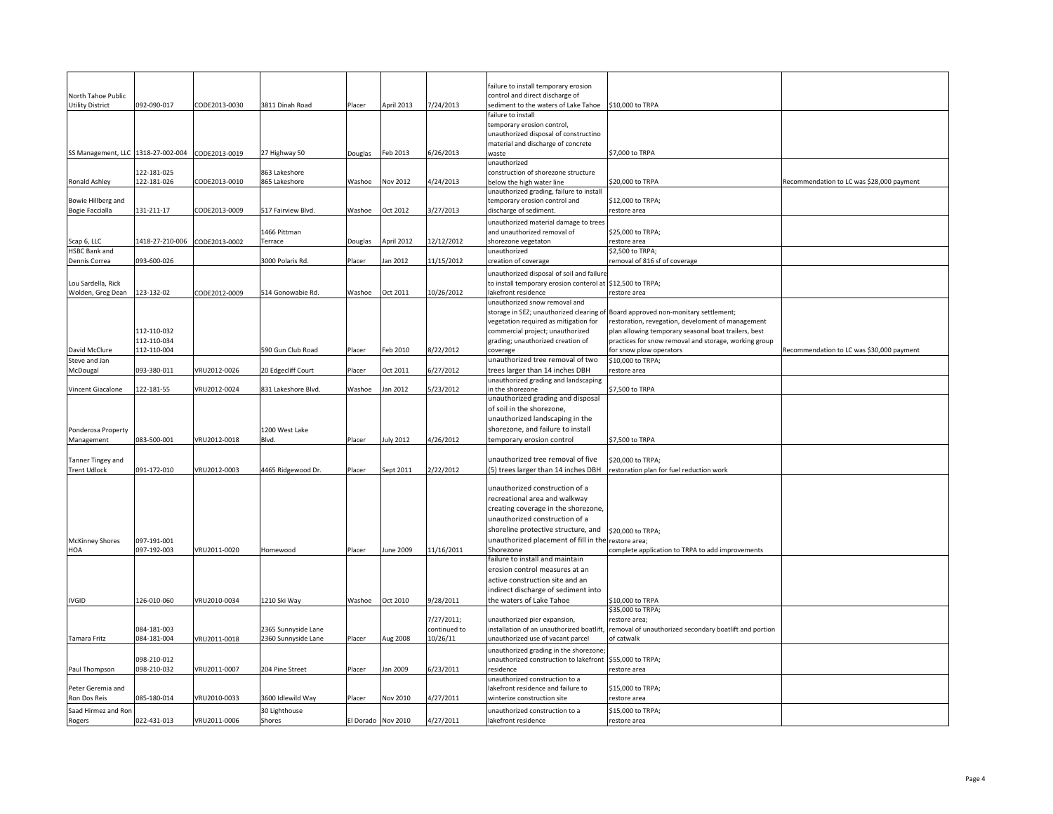| | | | | | | | | | |
|---|---|---|---|---|---|---|---|---|---|
| North Tahoe Public Utility District | 092-090-017 | CODE2013-0030 | 3811 Dinah Road | Placer | April 2013 | 7/24/2013 | failure to install temporary erosion control and direct discharge of sediment to the waters of Lake Tahoe | $10,000 to TRPA | |
| SS Management, LLC | 1318-27-002-004 | CODE2013-0019 | 27 Highway 50 | Douglas | Feb 2013 | 6/26/2013 | failure to install temporary erosion control, unauthorized disposal of constructino material and discharge of concrete waste | $7,000 to TRPA | |
| Ronald Ashley | 122-181-025 122-181-026 | CODE2013-0010 | 863 Lakeshore 865 Lakeshore | Washoe | Nov 2012 | 4/24/2013 | unauthorized construction of shorezone structure below the high water line | $20,000 to TRPA | Recommendation to LC was $28,000 payment |
| Bowie Hillberg and Bogie Faccialla | 131-211-17 | CODE2013-0009 | 517 Fairview Blvd. | Washoe | Oct 2012 | 3/27/2013 | unauthorized grading, failure to install temporary erosion control and discharge of sediment. | $12,000 to TRPA; restore area | |
| Scap 6, LLC | 1418-27-210-006 | CODE2013-0002 | 1466 Pittman Terrace | Douglas | April 2012 | 12/12/2012 | unauthorized material damage to trees and unauthorized removal of shorezone vegetaton | $25,000 to TRPA; restore area | |
| HSBC Bank and Dennis Correa | 093-600-026 | | 3000 Polaris Rd. | Placer | Jan 2012 | 11/15/2012 | unauthorized creation of coverage | $2,500 to TRPA; removal of 816 sf of coverage | |
| Lou Sardella, Rick Wolden, Greg Dean | 123-132-02 | CODE2012-0009 | 514 Gonowabie Rd. | Washoe | Oct 2011 | 10/26/2012 | unauthorized disposal of soil and failure to install temporary erosion conterol at lakefront residence | $12,500 to TRPA; restore area | |
| David McClure | 112-110-032 112-110-034 112-110-004 | | 590 Gun Club Road | Placer | Feb 2010 | 8/22/2012 | unauthorized snow removal and storage in SEZ; unauthorized clearing of vegetation required as mitigation for commercial project; unauthorized grading; unauthorized creation of coverage | Board approved non-monitary settlement; restoration, revegation, develoment of management plan allowing temporary seasonal boat trailers, best practices for snow removal and storage, working group for snow plow operators | Recommendation to LC was $30,000 payment |
| Steve and Jan McDougal | 093-380-011 | VRU2012-0026 | 20 Edgecliff Court | Placer | Oct 2011 | 6/27/2012 | unauthorized tree removal of two trees larger than 14 inches DBH | $10,000 to TRPA; restore area | |
| Vincent Giacalone | 122-181-55 | VRU2012-0024 | 831 Lakeshore Blvd. | Washoe | Jan 2012 | 5/23/2012 | unauthorized grading and landscaping in the shorezone | $7,500 to TRPA | |
| Ponderosa Property Management | 083-500-001 | VRU2012-0018 | 1200 West Lake Blvd. | Placer | July 2012 | 4/26/2012 | unauthorized grading and disposal of soil in the shorezone, unauthorized landscaping in the shorezone, and failure to install temporary erosion control | $7,500 to TRPA | |
| Tanner Tingey and Trent Udlock | 091-172-010 | VRU2012-0003 | 4465 Ridgewood Dr. | Placer | Sept 2011 | 2/22/2012 | unauthorized tree removal of five (5) trees larger than 14 inches DBH | $20,000 to TRPA; restoration plan for fuel reduction work | |
| McKinney Shores HOA | 097-191-001 097-192-003 | VRU2011-0020 | Homewood | Placer | June 2009 | 11/16/2011 | unauthorized construction of a recreational area and walkway creating coverage in the shorezone, unauthorized construction of a shoreline protective structure, and unauthorized placement of fill in the Shorezone | $20,000 to TRPA; restore area; complete application to TRPA to add improvements | |
| IVGID | 126-010-060 | VRU2010-0034 | 1210 Ski Way | Washoe | Oct 2010 | 9/28/2011 | failure to install and maintain erosion control measures at an active construction site and an indirect discharge of sediment into the waters of Lake Tahoe | $10,000 to TRPA | |
| Tamara Fritz | 084-181-003 084-181-004 | VRU2011-0018 | 2365 Sunnyside Lane 2360 Sunnyside Lane | Placer | Aug 2008 | 7/27/2011; continued to 10/26/11 | unauthorized pier expansion, installation of an unauthorized boatlift, unauthorized use of vacant parcel | $35,000 to TRPA; restore area; removal of unauthorized secondary boatlift and portion of catwalk | |
| Paul Thompson | 098-210-012 098-210-032 | VRU2011-0007 | 204 Pine Street | Placer | Jan 2009 | 6/23/2011 | unauthorized grading in the shorezone; unauthorized construction to lakefront residence | $55,000 to TRPA; restore area | |
| Peter Geremia and Ron Dos Reis | 085-180-014 | VRU2010-0033 | 3600 Idlewild Way | Placer | Nov 2010 | 4/27/2011 | unauthorized construction to a lakefront residence and failure to winterize construction site | $15,000 to TRPA; restore area | |
| Saad Hirmez and Ron Rogers | 022-431-013 | VRU2011-0006 | 30 Lighthouse Shores | El Dorado | Nov 2010 | 4/27/2011 | unauthorized construction to a lakefront residence | $15,000 to TRPA; restore area | |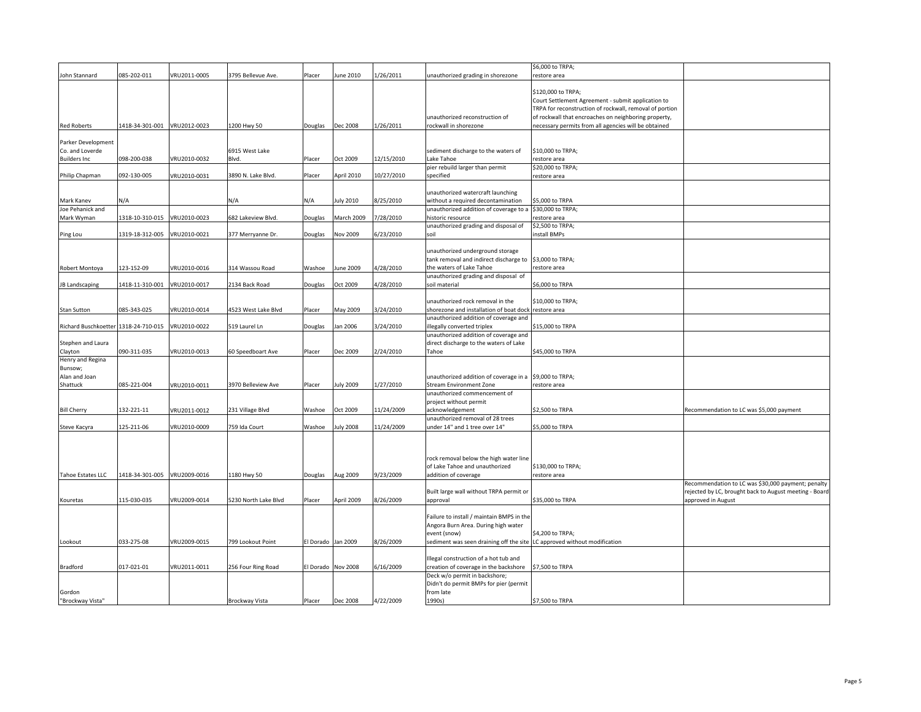| | | | | | | | | | |
|---|---|---|---|---|---|---|---|---|---|
| John Stannard | 085-202-011 | VRU2011-0005 | 3795 Bellevue Ave. | Placer | June 2010 | 1/26/2011 | unauthorized grading in shorezone | $6,000 to TRPA; restore area | |
| Red Roberts | 1418-34-301-001 | VRU2012-0023 | 1200 Hwy 50 | Douglas | Dec 2008 | 1/26/2011 | unauthorized reconstruction of rockwall in shorezone | $120,000 to TRPA; Court Settlement Agreement - submit application to TRPA for reconstruction of rockwall, removal of portion of rockwall that encroaches on neighboring property, necessary permits from all agencies will be obtained | |
| Parker Development Co. and Loverde Builders Inc | 098-200-038 | VRU2010-0032 | 6915 West Lake Blvd. | Placer | Oct 2009 | 12/15/2010 | sediment discharge to the waters of Lake Tahoe | $10,000 to TRPA; restore area | |
| Philip Chapman | 092-130-005 | VRU2010-0031 | 3890 N. Lake Blvd. | Placer | April 2010 | 10/27/2010 | pier rebuild larger than permit specified | $20,000 to TRPA; restore area | |
| Mark Kanev | N/A | | N/A | N/A | July 2010 | 8/25/2010 | unauthorized watercraft launching without a required decontamination | $5,000 to TRPA | |
| Joe Pehanick and Mark Wyman | 1318-10-310-015 | VRU2010-0023 | 682 Lakeview Blvd. | Douglas | March 2009 | 7/28/2010 | unauthorized addition of coverage to a historic resource | $30,000 to TRPA; restore area | |
| Ping Lou | 1319-18-312-005 | VRU2010-0021 | 377 Merryanne Dr. | Douglas | Nov 2009 | 6/23/2010 | unauthorized grading and disposal of soil | $2,500 to TRPA; install BMPs | |
| Robert Montoya | 123-152-09 | VRU2010-0016 | 314 Wassou Road | Washoe | June 2009 | 4/28/2010 | unauthorized underground storage tank removal and indirect discharge to the waters of Lake Tahoe | $3,000 to TRPA; restore area | |
| JB Landscaping | 1418-11-310-001 | VRU2010-0017 | 2134 Back Road | Douglas | Oct 2009 | 4/28/2010 | unauthorized grading and disposal of soil material | $6,000 to TRPA | |
| Stan Sutton | 085-343-025 | VRU2010-0014 | 4523 West Lake Blvd | Placer | May 2009 | 3/24/2010 | unauthorized rock removal in the shorezone and installation of boat dock | $10,000 to TRPA; restore area | |
| Richard Buschkoetter | 1318-24-710-015 | VRU2010-0022 | 519 Laurel Ln | Douglas | Jan 2006 | 3/24/2010 | unauthorized addition of coverage and illegally converted triplex | $15,000 to TRPA | |
| Stephen and Laura Clayton | 090-311-035 | VRU2010-0013 | 60 Speedboart Ave | Placer | Dec 2009 | 2/24/2010 | unauthorized addition of coverage and direct discharge to the waters of Lake Tahoe | $45,000 to TRPA | |
| Henry and Regina Bunsow; Alan and Joan Shattuck | 085-221-004 | VRU2010-0011 | 3970 Belleview Ave | Placer | July 2009 | 1/27/2010 | unauthorized addition of coverage in a Stream Environment Zone | $9,000 to TRPA; restore area | |
| Bill Cherry | 132-221-11 | VRU2011-0012 | 231 Village Blvd | Washoe | Oct 2009 | 11/24/2009 | unauthorized commencement of project without permit acknowledgement | $2,500 to TRPA | Recommendation to LC was $5,000 payment |
| Steve Kacyra | 125-211-06 | VRU2010-0009 | 759 Ida Court | Washoe | July 2008 | 11/24/2009 | unauthorized removal of 28 trees under 14" and 1 tree over 14" | $5,000 to TRPA | |
| Tahoe Estates LLC | 1418-34-301-005 | VRU2009-0016 | 1180 Hwy 50 | Douglas | Aug 2009 | 9/23/2009 | rock removal below the high water line of Lake Tahoe and unauthorized addition of coverage | $130,000 to TRPA; restore area | |
| Kouretas | 115-030-035 | VRU2009-0014 | 5230 North Lake Blvd | Placer | April 2009 | 8/26/2009 | Built large wall without TRPA permit or approval | $35,000 to TRPA | Recommendation to LC was $30,000 payment; penalty rejected by LC, brought back to August meeting - Board approved in August |
| Lookout | 033-275-08 | VRU2009-0015 | 799 Lookout Point | El Dorado | Jan 2009 | 8/26/2009 | Failure to install / maintain BMPS in the Angora Burn Area. During high water event (snow) sediment was seen draining off the site | $4,200 to TRPA; LC approved without modification | |
| Bradford | 017-021-01 | VRU2011-0011 | 256 Four Ring Road | El Dorado | Nov 2008 | 6/16/2009 | Illegal construction of a hot tub and creation of coverage in the backshore | $7,500 to TRPA | |
| Gordon "Brockway Vista" | | | Brockway Vista | Placer | Dec 2008 | 4/22/2009 | Deck w/o permit in backshore; Didn't do permit BMPs for pier (permit from late 1990s) | $7,500 to TRPA | |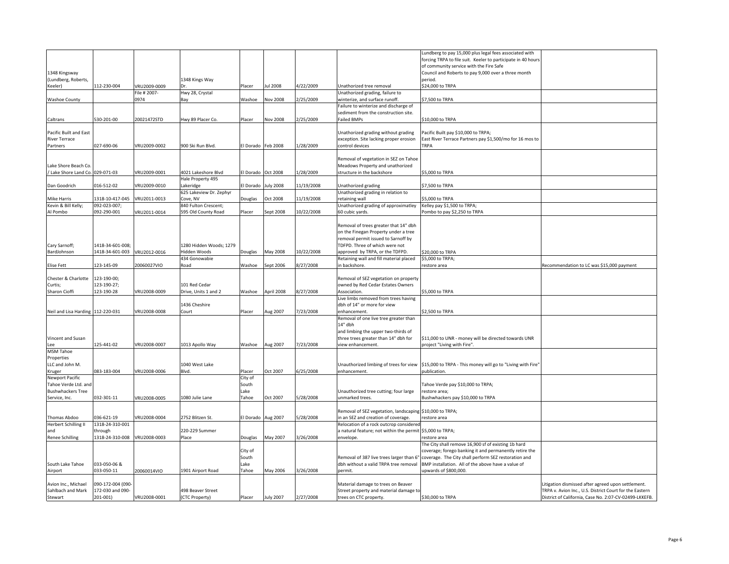| | | | | | | | | | |
|---|---|---|---|---|---|---|---|---|---|
| 1348 Kingsway (Lundberg, Roberts, Keeler) | 112-230-004 | VRU2009-0009 | 1348 Kings Way Dr. | Placer | Jul 2008 | 4/22/2009 | Unathorized tree removal | Lundberg to pay 15,000 plus legal fees associated with forcing TRPA to file suit. Keeler to participate in 40 hours of community service with the Fire Safe Council and Roberts to pay 9,000 over a three month period. $24,000 to TRPA | |
| Washoe County | | File # 2007-0974 | Hwy 28, Crystal Bay | Washoe | Nov 2008 | 2/25/2009 | Unathorized grading, failure to winterize, and surface runoff. | $7,500 to TRPA | |
| Caltrans | 530-201-00 | 20021472STD | Hwy 89 Placer Co. | Placer | Nov 2008 | 2/25/2009 | Failure to winterize and discharge of sediment from the construction site. Failed BMPs | $10,000 to TRPA | |
| Pacific Built and East River Terrace Partners | 027-690-06 | VRU2009-0002 | 900 Ski Run Blvd. | El Dorado | Feb 2008 | 1/28/2009 | Unathorized grading without grading exception. Site lacking proper erosion control devices | Pacific Built pay $10,000 to TRPA; East River Terrace Partners pay $1,500/mo for 16 mos to TRPA | |
| Lake Shore Beach Co. / Lake Shore Land Co. | 029-071-03 | VRU2009-0001 | 4021 Lakeshore Blvd | El Dorado | Oct 2008 | 1/28/2009 | Removal of vegetation in SEZ on Tahoe Meadows Property and unathorized structure in the backshore | $5,000 to TRPA | |
| Dan Goodrich | 016-512-02 | VRU2009-0010 | Hale Property 495 Lakeridge | El Dorado | July 2008 | 11/19/2008 | Unathorized grading | $7,500 to TRPA | |
| Mike Harris | 1318-10-417-045 | VRU2011-0013 | 625 Lakeview Dr. Zephyr Cove, NV | Douglas | Oct 2008 | 11/19/2008 | Unathorized grading in relation to retaining wall | $5,000 to TRPA | |
| Kevin & Bill Kelly; Al Pombo | 092-023-007; 092-290-001 | VRU2011-0014 | 840 Fulton Crescent; 595 Old County Road | Placer | Sept 2008 | 10/22/2008 | Unathorized grading of approximatley 60 cubic yards. | Kelley pay $1,500 to TRPA; Pombo to pay $2,250 to TRPA | |
| Cary Sarnoff; BardJohnson | 1418-34-601-008; 1418-34-601-003 | VRU2012-0016 | 1280 Hidden Woods; 1279 Hidden Woods | Douglas | May 2008 | 10/22/2008 | Removal of trees greater that 14" dbh on the Finegan Property under a tree removal permit issued to Sarnoff by TDFPD. Three of which were not approved by TRPA, or the TDFPD. | $20,000 to TRPA | |
| Elise Fett | 123-145-09 | 20060027VIO | 434 Gonowabie Road | Washoe | Sept 2006 | 8/27/2008 | Retaining wall and fill material placed in backshore. | $5,000 to TRPA; restore area | Recommendation to LC was $15,000 payment |
| Chester & Charlotte Curtis; Sharon Cioffi | 123-190-00; 123-190-27; 123-190-28 | VRU2008-0009 | 101 Red Cedar Drive, Units 1 and 2 | Washoe | April 2008 | 8/27/2008 | Removal of SEZ vegetation on property owned by Red Cedar Estates Owners Association. | $5,000 to TRPA | |
| Neil and Lisa Harding | 112-220-031 | VRU2008-0008 | 1436 Cheshire Court | Placer | Aug 2007 | 7/23/2008 | Live limbs removed from trees having dbh of 14" or more for view enhancement. | $2,500 to TRPA | |
| Vincent and Susan Lee | 125-441-02 | VRU2008-0007 | 1013 Apollo Way | Washoe | Aug 2007 | 7/23/2008 | Removal of one live tree greater than 14" dbh and limbing the upper two-thirds of three trees greater than 14" dbh for view enhancement. | $11,000 to UNR - money will be directed towards UNR project "Living with Fire". | |
| MSM Tahoe Properties LLC and John M. Kruger | 083-183-004 | VRU2008-0006 | 1040 West Lake Blvd. | Placer | Oct 2007 | 6/25/2008 | Unauthorized limbing of trees for view enhancement. | $15,000 to TRPA - This money will go to "Living with Fire" publication. | |
| Newport Pacific Tahoe Verde Ltd. and Bushwhackers Tree Service, Inc. | 032-301-11 | VRU2008-0005 | 1080 Julie Lane | City of South Lake Tahoe | Oct 2007 | 5/28/2008 | Unauthorized tree cutting; four large unmarked trees. | Tahoe Verde pay $10,000 to TRPA; restore area; Bushwhackers pay $10,000 to TRPA | |
| Thomas Abdoo | 036-621-19 | VRU2008-0004 | 2752 Blitzen St. | El Dorado | Aug 2007 | 5/28/2008 | Removal of SEZ vegetation, landscaping in an SEZ and creation of coverage. | $10,000 to TRPA; restore area | |
| Herbert Schilling II and Renee Schilling | 1318-24-310-001 through 1318-24-310-008 | VRU2008-0003 | 220-229 Summer Place | Douglas | May 2007 | 3/26/2008 | Relocation of a rock outcrop considered a natural feature; not within the permit envelope. | $5,000 to TRPA; restore area | |
| South Lake Tahoe Airport | 033-050-06 & 033-050-11 | 20060014VIO | 1901 Airport Road | City of South Lake Tahoe | May 2006 | 3/26/2008 | Removal of 387 live trees larger than 6" dbh without a valid TRPA tree removal permit. | The City shall remove 16,900 sf of existing 1b hard coverage; forego banking it and permanently retire the coverage. The City shall perform SEZ restoration and BMP installation. All of the above have a value of upwards of $800,000. | |
| Avion Inc., Michael Sahlbach and Mark Stewart | 090-172-004 (090-172-030 and 090-201-001) | VRU2008-0001 | 498 Beaver Street (CTC Property) | Placer | July 2007 | 2/27/2008 | Material damage to trees on Beaver Street property and material damage to trees on CTC property. | $30,000 to TRPA | Litigation dismissed after agreed upon settlement. TRPA v. Avion Inc., U.S. District Court for the Eastern District of California, Case No. 2:07-CV-02499-LKKEFB. |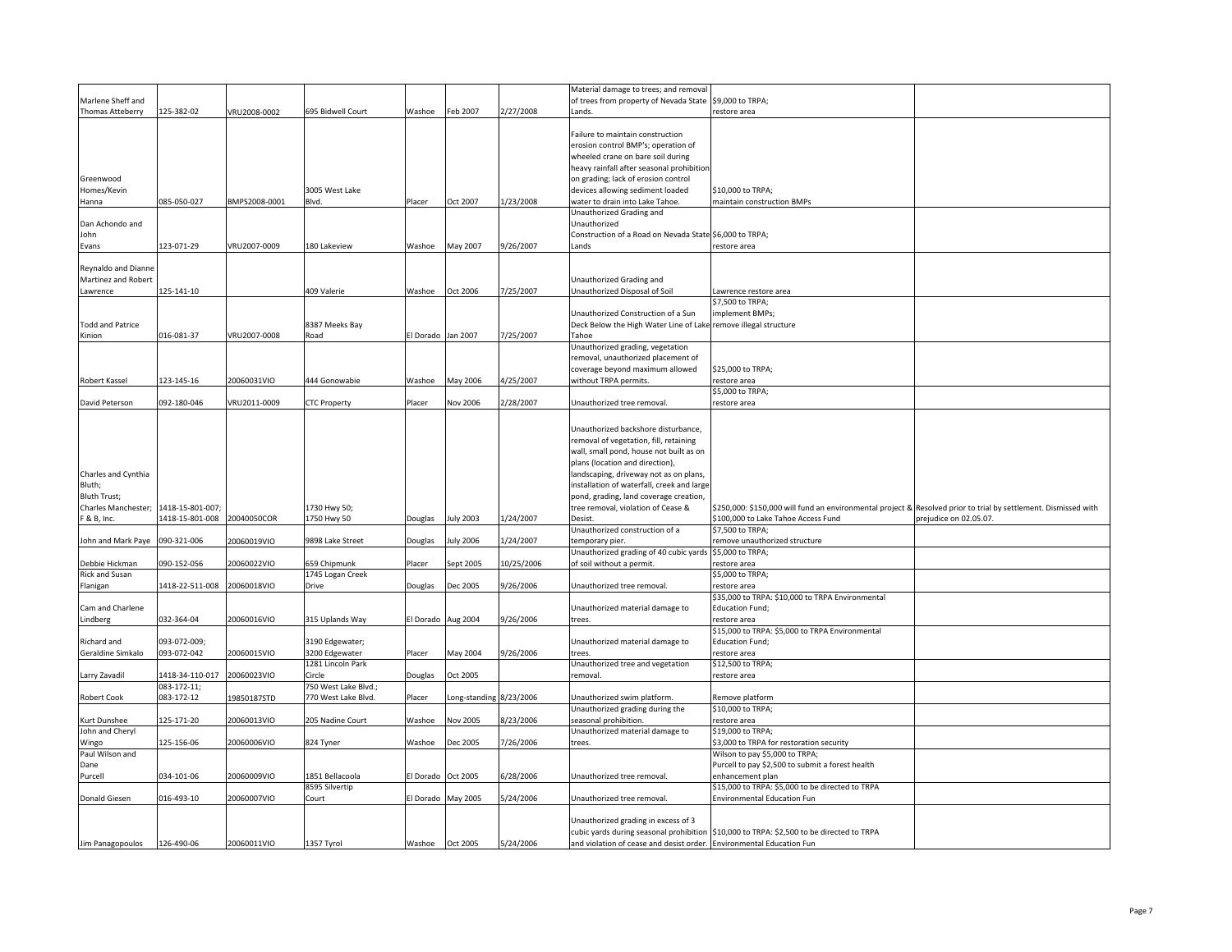| | | | | | | | | | |
|---|---|---|---|---|---|---|---|---|---|
| Marlene Sheff and Thomas Atteberry | 125-382-02 | VRU2008-0002 | 695 Bidwell Court | Washoe | Feb 2007 | 2/27/2008 | Material damage to trees; and removal of trees from property of Nevada State Lands. | $9,000 to TRPA; restore area | |
| Greenwood Homes/Kevin Hanna | 085-050-027 | BMPS2008-0001 | 3005 West Lake Blvd. | Placer | Oct 2007 | 1/23/2008 | Failure to maintain construction erosion control BMP's; operation of wheeled crane on bare soil during heavy rainfall after seasonal prohibition on grading; lack of erosion control devices allowing sediment loaded water to drain into Lake Tahoe. | $10,000 to TRPA; maintain construction BMPs | |
| Dan Achondo and John Evans | 123-071-29 | VRU2007-0009 | 180 Lakeview | Washoe | May 2007 | 9/26/2007 | Unauthorized Grading and Unauthorized Construction of a Road on Nevada State Lands | $6,000 to TRPA; restore area | |
| Reynaldo and Dianne Martinez and Robert Lawrence | 125-141-10 | | 409 Valerie | Washoe | Oct 2006 | 7/25/2007 | Unauthorized Grading and Unauthorized Disposal of Soil | Lawrence restore area | |
| Todd and Patrice Kinion | 016-081-37 | VRU2007-0008 | 8387 Meeks Bay Road | El Dorado | Jan 2007 | 7/25/2007 | Unauthorized Construction of a Sun Deck Below the High Water Line of Lake Tahoe | $7,500 to TRPA; implement BMPs; remove illegal structure | |
| Robert Kassel | 123-145-16 | 20060031VIO | 444 Gonowabie | Washoe | May 2006 | 4/25/2007 | Unauthorized grading, vegetation removal, unauthorized placement of coverage beyond maximum allowed without TRPA permits. | $25,000 to TRPA; restore area | |
| David Peterson | 092-180-046 | VRU2011-0009 | CTC Property | Placer | Nov 2006 | 2/28/2007 | Unauthorized tree removal. | $5,000 to TRPA; restore area | |
| Charles and Cynthia Bluth; Bluth Trust; Charles Manchester; F & B, Inc. | 1418-15-801-007; 1418-15-801-008 | 20040050COR | 1730 Hwy 50; 1750 Hwy 50 | Douglas | July 2003 | 1/24/2007 | Unauthorized backshore disturbance, removal of vegetation, fill, retaining wall, small pond, house not built as on plans (location and direction), landscaping, driveway not as on plans, installation of waterfall, creek and large pond, grading, land coverage creation, tree removal, violation of Cease & Desist. | $250,000: $150,000 will fund an environmental project & $100,000 to Lake Tahoe Access Fund | Resolved prior to trial by settlement. Dismissed with prejudice on 02.05.07. |
| John and Mark Paye | 090-321-006 | 20060019VIO | 9898 Lake Street | Douglas | July 2006 | 1/24/2007 | Unauthorized construction of a temporary pier. | $7,500 to TRPA; remove unauthorized structure | |
| Debbie Hickman | 090-152-056 | 20060022VIO | 659 Chipmunk | Placer | Sept 2005 | 10/25/2006 | Unauthorized grading of 40 cubic yards of soil without a permit. | $5,000 to TRPA; restore area | |
| Rick and Susan Flanigan | 1418-22-511-008 | 20060018VIO | 1745 Logan Creek Drive | Douglas | Dec 2005 | 9/26/2006 | Unauthorized tree removal. | $5,000 to TRPA; restore area | |
| Cam and Charlene Lindberg | 032-364-04 | 20060016VIO | 315 Uplands Way | El Dorado | Aug 2004 | 9/26/2006 | Unauthorized material damage to trees. | $35,000 to TRPA: $10,000 to TRPA Environmental Education Fund; restore area | |
| Richard and Geraldine Simkalo | 093-072-009; 093-072-042 | 20060015VIO | 3190 Edgewater; 3200 Edgewater | Placer | May 2004 | 9/26/2006 | Unauthorized material damage to trees. | $15,000 to TRPA: $5,000 to TRPA Environmental Education Fund; restore area | |
| Larry Zavadil | 1418-34-110-017 | 20060023VIO | 1281 Lincoln Park Circle | Douglas | Oct 2005 | | Unauthorized tree and vegetation removal. | $12,500 to TRPA; restore area | |
| Robert Cook | 083-172-11; 083-172-12 | 19850187STD | 750 West Lake Blvd.; 770 West Lake Blvd. | Placer | Long-standing | 8/23/2006 | Unauthorized swim platform. | Remove platform | |
| Kurt Dunshee | 125-171-20 | 20060013VIO | 205 Nadine Court | Washoe | Nov 2005 | 8/23/2006 | Unauthorized grading during the seasonal prohibition. | $10,000 to TRPA; restore area | |
| John and Cheryl Wingo | 125-156-06 | 20060006VIO | 824 Tyner | Washoe | Dec 2005 | 7/26/2006 | Unauthorized material damage to trees. | $19,000 to TRPA; $3,000 to TRPA for restoration security | |
| Paul Wilson and Dane Purcell | 034-101-06 | 20060009VIO | 1851 Bellacoola | El Dorado | Oct 2005 | 6/28/2006 | Unauthorized tree removal. | Wilson to pay $5,000 to TRPA; Purcell to pay $2,500 to submit a forest health enhancement plan | |
| Donald Giesen | 016-493-10 | 20060007VIO | 8595 Silvertip Court | El Dorado | May 2005 | 5/24/2006 | Unauthorized tree removal. | $15,000 to TRPA: $5,000 to be directed to TRPA Environmental Education Fun | |
| Jim Panagopoulos | 126-490-06 | 20060011VIO | 1357 Tyrol | Washoe | Oct 2005 | 5/24/2006 | Unauthorized grading in excess of 3 cubic yards during seasonal prohibition and violation of cease and desist order. | $10,000 to TRPA: $2,500 to be directed to TRPA Environmental Education Fun | |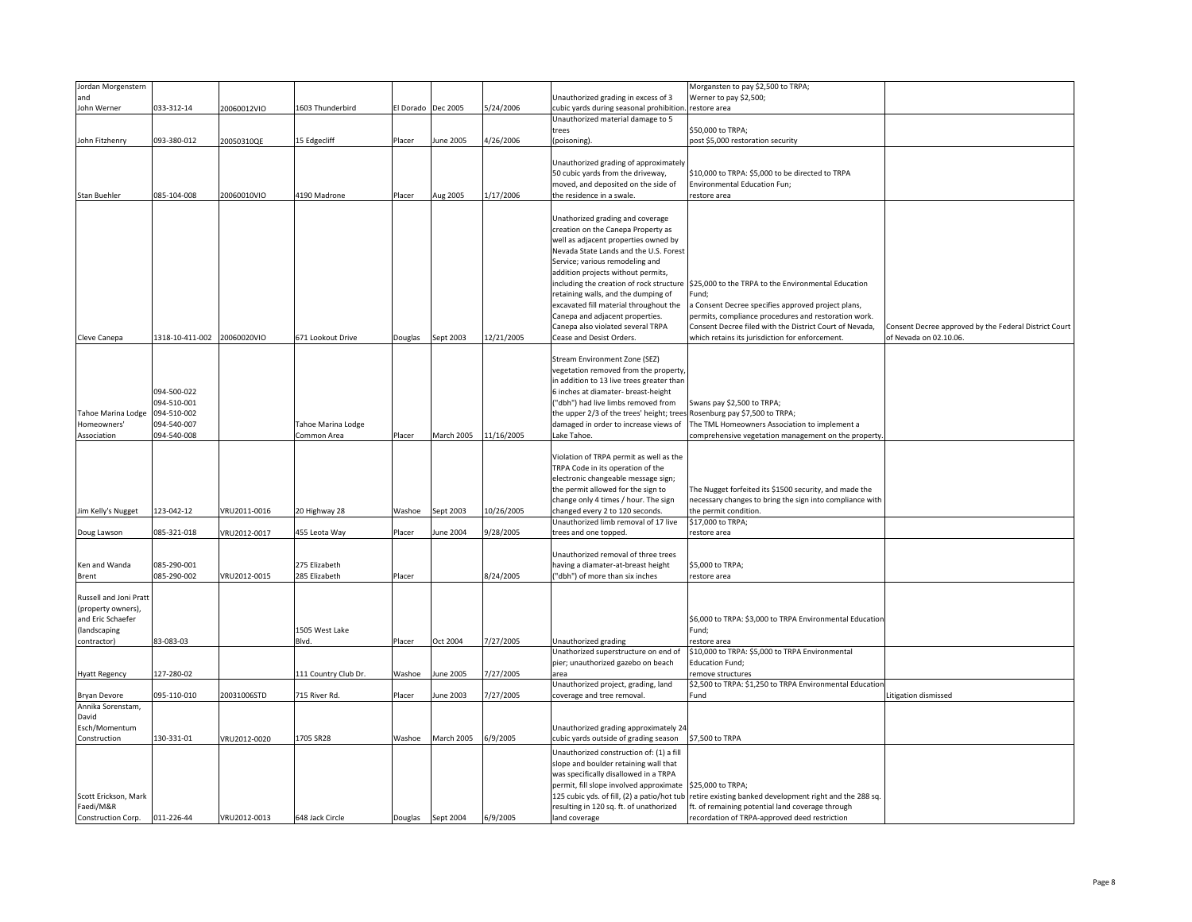| | | | | | | | | | |
|---|---|---|---|---|---|---|---|---|---|
| Jordan Morgenstern and John Werner | 033-312-14 | 20060012VIO | 1603 Thunderbird | El Dorado | Dec 2005 | 5/24/2006 | Unauthorized grading in excess of 3 cubic yards during seasonal prohibition. | Morgansten to pay $2,500 to TRPA; Werner to pay $2,500; restore area | |
| John Fitzhenry | 093-380-012 | 20050310QE | 15 Edgecliff | Placer | June 2005 | 4/26/2006 | Unauthorized material damage to 5 trees (poisoning). | $50,000 to TRPA; post $5,000 restoration security | |
| Stan Buehler | 085-104-008 | 20060010VIO | 4190 Madrone | Placer | Aug 2005 | 1/17/2006 | Unauthorized grading of approximately 50 cubic yards from the driveway, moved, and deposited on the side of the residence in a swale. | $10,000 to TRPA: $5,000 to be directed to TRPA Environmental Education Fun; restore area | |
| Cleve Canepa | 1318-10-411-002 | 20060020VIO | 671 Lookout Drive | Douglas | Sept 2003 | 12/21/2005 | Unauthorized grading and coverage creation on the Canepa Property as well as adjacent properties owned by Nevada State Lands and the U.S. Forest Service; various remodeling and addition projects without permits, including the creation of rock structure retaining walls, and the dumping of excavated fill material throughout the Canepa and adjacent properties. Canepa also violated several TRPA Cease and Desist Orders. | $25,000 to the TRPA to the Environmental Education Fund; a Consent Decree specifies approved project plans, permits, compliance procedures and restoration work. Consent Decree filed with the District Court of Nevada, which retains its jurisdiction for enforcement. | Consent Decree approved by the Federal District Court of Nevada on 02.10.06. |
| Tahoe Marina Lodge Homeowners' Association | 094-500-022 094-510-001 094-510-002 094-540-007 094-540-008 | | Tahoe Marina Lodge Common Area | Placer | March 2005 | 11/16/2005 | Stream Environment Zone (SEZ) vegetation removed from the property, in addition to 13 live trees greater than 6 inches at diamater- breast-height ("dbh") had live limbs removed from the upper 2/3 of the trees' height; trees damaged in order to increase views of Lake Tahoe. | Swans pay $2,500 to TRPA; Rosenburg pay $7,500 to TRPA; The TML Homeowners Association to implement a comprehensive vegetation management on the property. | |
| Jim Kelly's Nugget | 123-042-12 | VRU2011-0016 | 20 Highway 28 | Washoe | Sept 2003 | 10/26/2005 | Violation of TRPA permit as well as the TRPA Code in its operation of the electronic changeable message sign; the permit allowed for the sign to change only 4 times / hour. The sign changed every 2 to 120 seconds. | The Nugget forfeited its $1500 security, and made the necessary changes to bring the sign into compliance with the permit condition. | |
| Doug Lawson | 085-321-018 | VRU2012-0017 | 455 Leota Way | Placer | June 2004 | 9/28/2005 | Unauthorized limb removal of 17 live trees and one topped. | $17,000 to TRPA; restore area | |
| Ken and Wanda Brent | 085-290-001 085-290-002 | VRU2012-0015 | 275 Elizabeth 285 Elizabeth | Placer | | 8/24/2005 | Unauthorized removal of three trees having a diamater-at-breast height ("dbh") of more than six inches | $5,000 to TRPA; restore area | |
| Russell and Joni Pratt (property owners), and Eric Schaefer (landscaping contractor) | 83-083-03 | | 1505 West Lake Blvd. | Placer | Oct 2004 | 7/27/2005 | Unauthorized grading | $6,000 to TRPA: $3,000 to TRPA Environmental Education Fund; restore area | |
| Hyatt Regency | 127-280-02 | | 111 Country Club Dr. | Washoe | June 2005 | 7/27/2005 | Unathorized superstructure on end of pier; unauthorized gazebo on beach area | $10,000 to TRPA: $5,000 to TRPA Environmental Education Fund; remove structures | |
| Bryan Devore | 095-110-010 | 20031006STD | 715 River Rd. | Placer | June 2003 | 7/27/2005 | Unauthorized project, grading, land coverage and tree removal. | $2,500 to TRPA: $1,250 to TRPA Environmental Education Fund | Litigation dismissed |
| Annika Sorenstam, David Esch/Momentum Construction | 130-331-01 | VRU2012-0020 | 1705 SR28 | Washoe | March 2005 | 6/9/2005 | Unauthorized grading approximately 24 cubic yards outside of grading season | $7,500 to TRPA | |
| Scott Erickson, Mark Faedi/M&R Construction Corp. | 011-226-44 | VRU2012-0013 | 648 Jack Circle | Douglas | Sept 2004 | 6/9/2005 | Unauthorized construction of: (1) a fill slope and boulder retaining wall that was specifically disallowed in a TRPA permit, fill slope involved approximate 125 cubic yds. of fill, (2) a patio/hot tub resulting in 120 sq. ft. of unathorized land coverage | $25,000 to TRPA; retire existing banked development right and the 288 sq. ft. of remaining potential land coverage through recordation of TRPA-approved deed restriction | |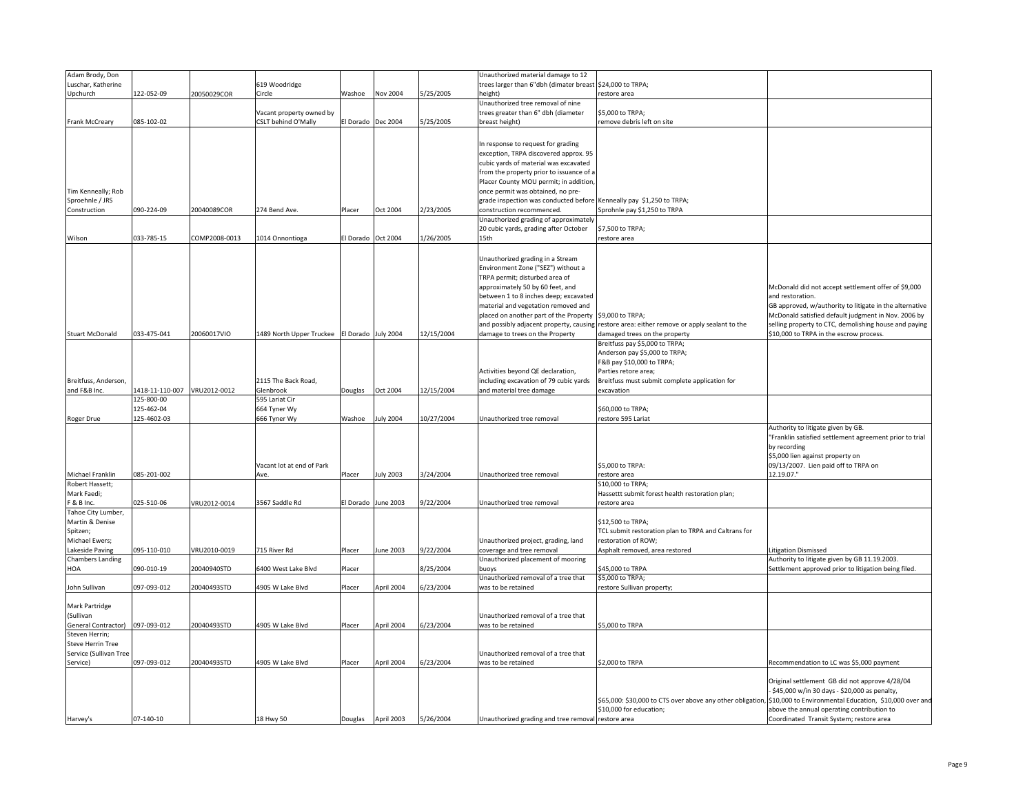| | | | | | | | | | |
|---|---|---|---|---|---|---|---|---|---|
| Adam Brody, Don Luschar, Katherine Upchurch | 122-052-09 | 20050029COR | 619 Woodridge Circle | Washoe | Nov 2004 | 5/25/2005 | Unauthorized material damage to 12 trees larger than 6"dbh (dimater breast height) | $24,000 to TRPA; restore area | |
| Frank McCreary | 085-102-02 | | Vacant property owned by CSLT behind O'Mally | El Dorado | Dec 2004 | 5/25/2005 | Unauthorized tree removal of nine trees greater than 6" dbh (diameter breast height) | $5,000 to TRPA; remove debris left on site | |
| Tim Kenneally; Rob Sproehnle / JRS Construction | 090-224-09 | 20040089COR | 274 Bend Ave. | Placer | Oct 2004 | 2/23/2005 | In response to request for grading exception, TRPA discovered approx. 95 cubic yards of material was excavated from the property prior to issuance of a Placer County MOU permit; in addition, once permit was obtained, no pre-grade inspection was conducted before construction recommenced. | Kenneally pay $1,250 to TRPA; Sprohnle pay $1,250 to TRPA | |
| Wilson | 033-785-15 | COMP2008-0013 | 1014 Onnontioga | El Dorado | Oct 2004 | 1/26/2005 | Unauthorized grading of approximately 20 cubic yards, grading after October 15th | $7,500 to TRPA; restore area | |
| Stuart McDonald | 033-475-041 | 20060017VIO | 1489 North Upper Truckee | El Dorado | July 2004 | 12/15/2004 | Unauthorized grading in a Stream Environment Zone ("SEZ") without a TRPA permit; disturbed area of approximately 50 by 60 feet, and between 1 to 8 inches deep; excavated material and vegetation removed and placed on another part of the Property and possibly adjacent property, causing damage to trees on the Property | $9,000 to TRPA; restore area: either remove or apply sealant to the damaged trees on the property | McDonald did not accept settlement offer of $9,000 and restoration. GB approved, w/authority to litigate in the alternative McDonald satisfied default judgment in Nov. 2006 by selling property to CTC, demolishing house and paying $10,000 to TRPA in the escrow process. |
| Breitfuss, Anderson, and F&B Inc. | 1418-11-110-007 | VRU2012-0012 | 2115 The Back Road, Glenbrook | Douglas | Oct 2004 | 12/15/2004 | Activities beyond QE declaration, including excavation of 79 cubic yards and material tree damage | Breitfuss pay $5,000 to TRPA; Anderson pay $5,000 to TRPA; F&B pay $10,000 to TRPA; Parties retore area; Breitfuss must submit complete application for excavation | |
| Roger Drue | 125-800-00 125-462-04 125-4602-03 | | 595 Lariat Cir 664 Tyner Wy 666 Tyner Wy | Washoe | July 2004 | 10/27/2004 | Unauthorized tree removal | $60,000 to TRPA; restore 595 Lariat | |
| Michael Franklin | 085-201-002 | | Vacant lot at end of Park Ave. | Placer | July 2003 | 3/24/2004 | Unauthorized tree removal | $5,000 to TRPA: restore area | Authority to litigate given by GB. "Franklin satisfied settlement agreement prior to trial by recording $5,000 lien against property on 09/13/2007. Lien paid off to TRPA on 12.19.07." |
| Robert Hassett; Mark Faedi; F & B Inc. | 025-510-06 | VRU2012-0014 | 3567 Saddle Rd | El Dorado | June 2003 | 9/22/2004 | Unauthorized tree removal | $10,000 to TRPA; Hassettt submit forest health restoration plan; restore area | |
| Tahoe City Lumber, Martin & Denise Spitzen; Michael Ewers; Lakeside Paving | 095-110-010 | VRU2010-0019 | 715 River Rd | Placer | June 2003 | 9/22/2004 | Unauthorized project, grading, land coverage and tree removal | $12,500 to TRPA; TCL submit restoration plan to TRPA and Caltrans for restoration of ROW; Asphalt removed, area restored | Litigation Dismissed |
| Chambers Landing HOA | 090-010-19 | 20040940STD | 6400 West Lake Blvd | Placer | | 8/25/2004 | Unauthorized placement of mooring buoys | $45,000 to TRPA | Authority to litigate given by GB 11.19.2003. Settlement approved prior to litigation being filed. |
| John Sullivan | 097-093-012 | 20040493STD | 4905 W Lake Blvd | Placer | April 2004 | 6/23/2004 | Unauthorized removal of a tree that was to be retained | $5,000 to TRPA; restore Sullivan property; | |
| Mark Partridge (Sullivan General Contractor) | 097-093-012 | 20040493STD | 4905 W Lake Blvd | Placer | April 2004 | 6/23/2004 | Unauthorized removal of a tree that was to be retained | $5,000 to TRPA | |
| Steven Herrin; Steve Herrin Tree Service (Sullivan Tree Service) | 097-093-012 | 20040493STD | 4905 W Lake Blvd | Placer | April 2004 | 6/23/2004 | Unauthorized removal of a tree that was to be retained | $2,000 to TRPA | Recommendation to LC was $5,000 payment |
| Harvey's | 07-140-10 | | 18 Hwy 50 | Douglas | April 2003 | 5/26/2004 | Unauthorized grading and tree removal | $65,000: $30,000 to CTS over above any other obligation, $10,000 for education; restore area | Original settlement GB did not approve 4/28/04 - $45,000 w/in 30 days - $20,000 as penalty, $10,000 to Environmental Education, $10,000 over and above the annual operating contribution to Coordinated Transit System; restore area |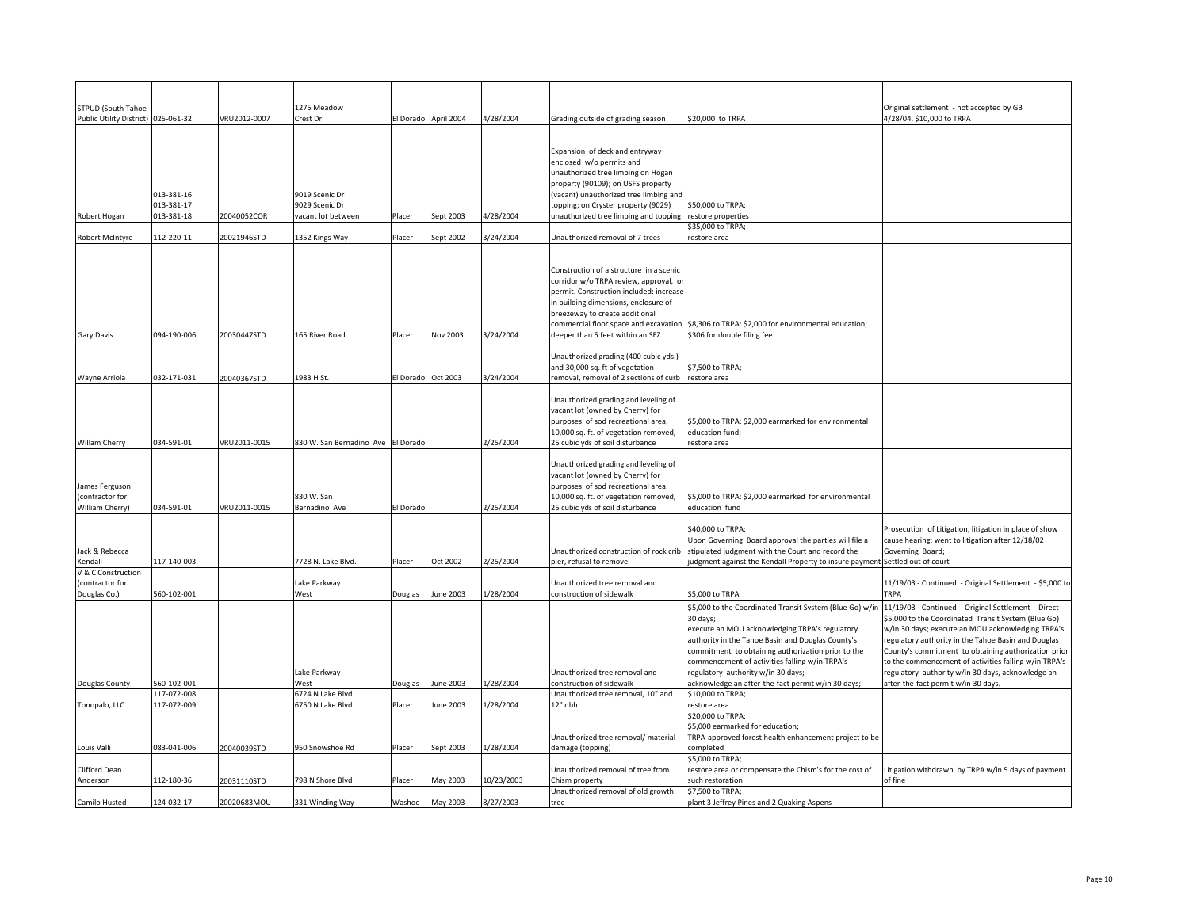| | | | | | | | | | |
|---|---|---|---|---|---|---|---|---|---|
| STPUD (South Tahoe Public Utility District) | 025-061-32 | VRU2012-0007 | 1275 Meadow Crest Dr | El Dorado | April 2004 | 4/28/2004 | Grading outside of grading season | $20,000 to TRPA | Original settlement - not accepted by GB 4/28/04, $10,000 to TRPA |
| Robert Hogan | 013-381-16 013-381-17 013-381-18 | 20040052COR | 9019 Scenic Dr 9029 Scenic Dr vacant lot between | Placer | Sept 2003 | 4/28/2004 | Expansion of deck and entryway enclosed w/o permits and unauthorized tree limbing on Hogan property (90109); on USFS property (vacant) unauthorized tree limbing and topping; on Cryster property (9029) unauthorized tree limbing and topping | $50,000 to TRPA; restore properties | |
| Robert McIntyre | 112-220-11 | 20021946STD | 1352 Kings Way | Placer | Sept 2002 | 3/24/2004 | Unauthorized removal of 7 trees | $35,000 to TRPA; restore area | |
| Gary Davis | 094-190-006 | 20030447STD | 165 River Road | Placer | Nov 2003 | 3/24/2004 | Construction of a structure in a scenic corridor w/o TRPA review, approval, or permit. Construction included: increase in building dimensions, enclosure of breezeway to create additional commercial floor space and excavation deeper than 5 feet within an SEZ. | $8,306 to TRPA: $2,000 for environmental education; $306 for double filing fee | |
| Wayne Arriola | 032-171-031 | 20040367STD | 1983 H St. | El Dorado | Oct 2003 | 3/24/2004 | Unauthorized grading (400 cubic yds.) and 30,000 sq. ft of vegetation removal, removal of 2 sections of curb | $7,500 to TRPA; restore area | |
| Willam Cherry | 034-591-01 | VRU2011-0015 | 830 W. San Bernadino Ave | El Dorado | | 2/25/2004 | Unauthorized grading and leveling of vacant lot (owned by Cherry) for purposes of sod recreational area. 10,000 sq. ft. of vegetation removed, 25 cubic yds of soil disturbance | $5,000 to TRPA: $2,000 earmarked for environmental education fund; restore area | |
| James Ferguson (contractor for William Cherry) | 034-591-01 | VRU2011-0015 | 830 W. San Bernadino Ave | El Dorado | | 2/25/2004 | Unauthorized grading and leveling of vacant lot (owned by Cherry) for purposes of sod recreational area. 10,000 sq. ft. of vegetation removed, 25 cubic yds of soil disturbance | $5,000 to TRPA: $2,000 earmarked for environmental education fund | |
| Jack & Rebecca Kendall | 117-140-003 | | 7728 N. Lake Blvd. | Placer | Oct 2002 | 2/25/2004 | Unauthorized construction of rock crib pier, refusal to remove | $40,000 to TRPA; Upon Governing Board approval the parties will file a stipulated judgment with the Court and record the judgment against the Kendall Property to insure payment | Prosecution of Litigation, litigation in place of show cause hearing; went to litigation after 12/18/02 Governing Board; Settled out of court |
| V & C Construction (contractor for Douglas Co.) | 560-102-001 | | Lake Parkway West | Douglas | June 2003 | 1/28/2004 | Unauthorized tree removal and construction of sidewalk | $5,000 to TRPA | 11/19/03 - Continued - Original Settlement - $5,000 to TRPA |
| Douglas County | 560-102-001 | | Lake Parkway West | Douglas | June 2003 | 1/28/2004 | Unauthorized tree removal and construction of sidewalk | $5,000 to the Coordinated Transit System (Blue Go) w/in 30 days; execute an MOU acknowledging TRPA's regulatory authority in the Tahoe Basin and Douglas County's commitment to obtaining authorization prior to the commencement of activities falling w/in TRPA's regulatory authority w/in 30 days; acknowledge an after-the-fact permit w/in 30 days; | 11/19/03 - Continued - Original Settlement - Direct $5,000 to the Coordinated Transit System (Blue Go) w/in 30 days; execute an MOU acknowledging TRPA's regulatory authority in the Tahoe Basin and Douglas County's commitment to obtaining authorization prior to the commencement of activities falling w/in TRPA's regulatory authority w/in 30 days, acknowledge an after-the-fact permit w/in 30 days. |
| Tonopalo, LLC | 117-072-008 117-072-009 | | 6724 N Lake Blvd 6750 N Lake Blvd | Placer | June 2003 | 1/28/2004 | Unauthorized tree removal, 10" and 12" dbh | $10,000 to TRPA; restore area | |
| Louis Valli | 083-041-006 | 20040039STD | 950 Snowshoe Rd | Placer | Sept 2003 | 1/28/2004 | Unauthorized tree removal/ material damage (topping) | $20,000 to TRPA; $5,000 earmarked for education; TRPA-approved forest health enhancement project to be completed | |
| Clifford Dean Anderson | 112-180-36 | 20031110STD | 798 N Shore Blvd | Placer | May 2003 | 10/23/2003 | Unauthorized removal of tree from Chism property | $5,000 to TRPA; restore area or compensate the Chism's for the cost of such restoration | Litigation withdrawn by TRPA w/in 5 days of payment of fine |
| Camilo Husted | 124-032-17 | 20020683MOU | 331 Winding Way | Washoe | May 2003 | 8/27/2003 | Unauthorized removal of old growth tree | $7,500 to TRPA; plant 3 Jeffrey Pines and 2 Quaking Aspens | |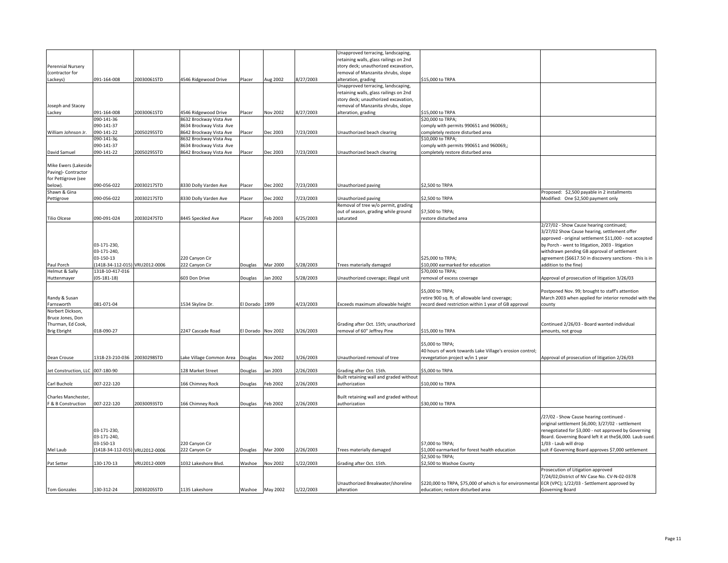| | | | | | | | | | |
|---|---|---|---|---|---|---|---|---|---|
| Perennial Nursery (contractor for Lackeys) | 091-164-008 | 20030061STD | 4546 Ridgewood Drive | Placer | Aug 2002 | 8/27/2003 | Unapproved terracing, landscaping, retaining walls, glass railings on 2nd story deck; unauthorized excavation, removal of Manzanita shrubs, slope alteration, grading | $15,000 to TRPA | |
| Joseph and Stacey Lackey | 091-164-008 | 20030061STD | 4546 Ridgewood Drive | Placer | Nov 2002 | 8/27/2003 | Unapproved terracing, landscaping, retaining walls, glass railings on 2nd story deck; unauthorized excavation, removal of Manzanita shrubs, slope alteration, grading | $15,000 to TRPA | |
| William Johnson Jr. | 090-141-36<br>090-141-37<br>090-141-22 | 20050295STD | 8632 Brockway Vista Ave<br>8634 Brockway Vista Ave<br>8642 Brockway Vista Ave | Placer | Dec 2003 | 7/23/2003 | Unauthorized beach clearing | $20,000 to TRPA;<br>comply with permits 990651 and 960069,;<br>completely restore disturbed area | |
| David Samuel | 090-141-36<br>090-141-37<br>090-141-22 | 20050295STD | 8632 Brockway Vista Ave<br>8634 Brockway Vista Ave<br>8642 Brockway Vista Ave | Placer | Dec 2003 | 7/23/2003 | Unauthorized beach clearing | $10,000 to TRPA;<br>comply with permits 990651 and 960069,;<br>completely restore disturbed area | |
| Mike Ewers (Lakeside Paving)- Contractor for Pettigrove (see below). | 090-056-022 | 20030217STD | 8330 Dolly Varden Ave | Placer | Dec 2002 | 7/23/2003 | Unauthorized paving | $2,500 to TRPA | |
| Shawn & Gina Pettigrove | 090-056-022 | 20030217STD | 8330 Dolly Varden Ave | Placer | Dec 2002 | 7/23/2003 | Unauthorized paving | $2,500 to TRPA | Proposed: $2,500 payable in 2 installments<br>Modified: One $2,500 payment only |
| Tilio Olcese | 090-091-024 | 20030247STD | 8445 Speckled Ave | Placer | Feb 2003 | 6/25/2003 | Removal of tree w/o permit, grading out of season, grading while ground saturated | $7,500 to TRPA;<br>restore disturbed area | |
| Paul Porch | 03-171-230,<br>03-171-240,<br>03-150-13<br>(1418-34-112-015) | VRU2012-0006 | 220 Canyon Cir<br>222 Canyon Cir | Douglas | Mar 2000 | 5/28/2003 | Trees materially damaged | $25,000 to TRPA;<br>$10,000 earmarked for education | 2/27/02 - Show Cause hearing continued; 3/27/02 Show Cause hearing, settlement offer approved - original settlement $11,000 - not accepted by Porch - went to litigation, 2003 - litigation withdrawn pending GB approval of settlement agreement ($6617.50 in discovery sanctions - this is in addition to the fine) |
| Helmut & Sally Huttenmayer | 1318-10-417-016<br>(05-181-18) | | 603 Don Drive | Douglas | Jan 2002 | 5/28/2003 | Unauthorized coverage; illegal unit | $70,000 to TRPA;<br>removal of excess coverage | Approval of prosecution of litigation 3/26/03 |
| Randy & Susan Farnsworth | 081-071-04 | | 1534 Skyline Dr. | El Dorado | 1999 | 4/23/2003 | Exceeds maximum allowable height | $5,000 to TRPA;<br>retire 900 sq. ft. of allowable land coverage;<br>record deed restriction within 1 year of GB approval | Postponed Nov. 99; brought to staff's attention March 2003 when applied for interior remodel with the county |
| Norbert Dickson, Bruce Jones, Don Thurman, Ed Cook, Brig Ebright | 018-090-27 | | 2247 Cascade Road | El Dorado | Nov 2002 | 3/26/2003 | Grading after Oct. 15th; unauthorized removal of 60" Jeffrey Pine | $15,000 to TRPA | Continued 2/26/03 - Board wanted individual amounts, not group |
| Dean Crouse | 1318-23-210-036 | 20030298STD | Lake Village Common Area | Douglas | Nov 2002 | 3/26/2003 | Unauthorized removal of tree | $5,000 to TRPA;<br>40 hours of work towards Lake Village's erosion control; revegetation project w/in 1 year | Approval of prosecution of litigation 2/26/03 |
| Jet Construction, LLC | 007-180-90 | | 128 Market Street | Douglas | Jan 2003 | 2/26/2003 | Grading after Oct. 15th. | $5,000 to TRPA | |
| Carl Bucholz | 007-222-120 | | 166 Chimney Rock | Douglas | Feb 2002 | 2/26/2003 | Built retaining wall and graded without authorization | $10,000 to TRPA | |
| Charles Manchester, F & B Construction | 007-222-120 | 20030093STD | 166 Chimney Rock | Douglas | Feb 2002 | 2/26/2003 | Built retaining wall and graded without authorization | $30,000 to TRPA | |
| Mel Laub | 03-171-230,<br>03-171-240,<br>03-150-13<br>(1418-34-112-015) | VRU2012-0006 | 220 Canyon Cir<br>222 Canyon Cir | Douglas | Mar 2000 | 2/26/2003 | Trees materially damaged | $7,000 to TRPA;<br>$1,000 earmarked for forest health education | /27/02 - Show Cause hearing continued - original settlement $6,000; 3/27/02 - settlement renegotiated for $3,000 - not approved by Governing Board. Governing Board left it at the$6,000. Laub sued. 1/03 - Laub will drop suit if Governing Board approves $7,000 settlement |
| Pat Setter | 130-170-13 | VRU2012-0009 | 1032 Lakeshore Blvd. | Washoe | Nov 2002 | 1/22/2003 | Grading after Oct. 15th. | $2,500 to TRPA;<br>$2,500 to Washoe County | |
| Tom Gonzales | 130-312-24 | 20030205STD | 1135 Lakeshore | Washoe | May 2002 | 1/22/2003 | Unauthorized Breakwater/shoreline alteration | $220,000 to TRPA, $75,000 of which is for environmental education; restore disturbed area | Prosecution of Litigation approved 7/24/02;District of NV Case No. CV-N-02-0378 ECR (VPC); 1/22/03 - Settlement approved by Governing Board |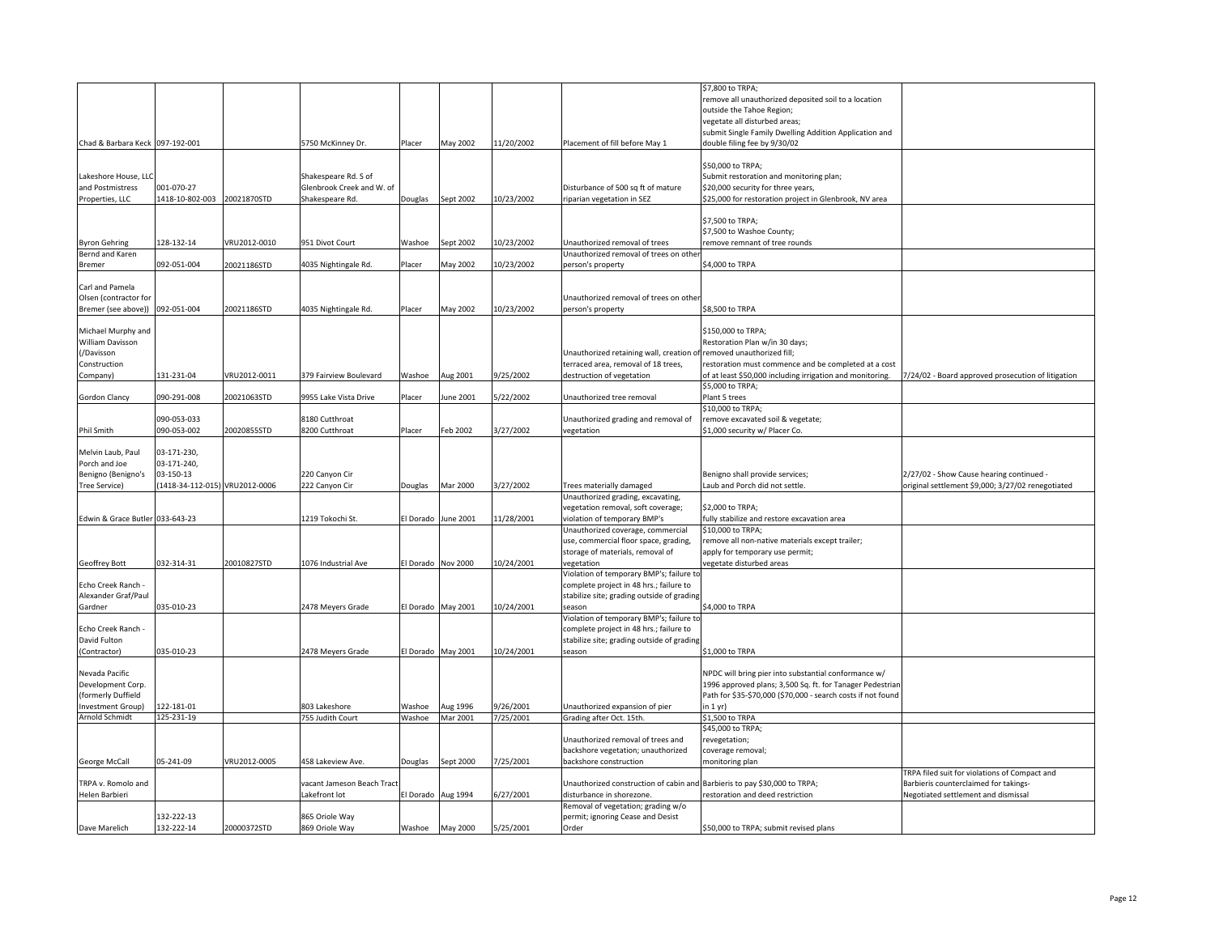| | | | | | | | | | |
|---|---|---|---|---|---|---|---|---|---|
| Chad & Barbara Keck | 097-192-001 | | 5750 McKinney Dr. | Placer | May 2002 | 11/20/2002 | Placement of fill before May 1 | $7,800 to TRPA; remove all unauthorized deposited soil to a location outside the Tahoe Region; vegetate all disturbed areas; submit Single Family Dwelling Addition Application and double filing fee by 9/30/02 | |
| Lakeshore House, LLC and Postmistress Properties, LLC | 001-070-27 1418-10-802-003 | 20021870STD | Shakespeare Rd. S of Glenbrook Creek and W. of Shakespeare Rd. | Douglas | Sept 2002 | 10/23/2002 | Disturbance of 500 sq ft of mature riparian vegetation in SEZ | $50,000 to TRPA; Submit restoration and monitoring plan; $20,000 security for three years, $25,000 for restoration project in Glenbrook, NV area | |
| Byron Gehring | 128-132-14 | VRU2012-0010 | 951 Divot Court | Washoe | Sept 2002 | 10/23/2002 | Unauthorized removal of trees | $7,500 to TRPA; $7,500 to Washoe County; remove remnant of tree rounds | |
| Bernd and Karen Bremer | 092-051-004 | 20021186STD | 4035 Nightingale Rd. | Placer | May 2002 | 10/23/2002 | Unauthorized removal of trees on other person's property | $4,000 to TRPA | |
| Carl and Pamela Olsen (contractor for Bremer (see above)) | 092-051-004 | 20021186STD | 4035 Nightingale Rd. | Placer | May 2002 | 10/23/2002 | Unauthorized removal of trees on other person's property | $8,500 to TRPA | |
| Michael Murphy and William Davisson (/Davisson Construction Company) | 131-231-04 | VRU2012-0011 | 379 Fairview Boulevard | Washoe | Aug 2001 | 9/25/2002 | Unauthorized retaining wall, creation of terraced area, removal of 18 trees, destruction of vegetation | $150,000 to TRPA; Restoration Plan w/in 30 days; removed unauthorized fill; restoration must commence and be completed at a cost of at least $50,000 including irrigation and monitoring. | 7/24/02 - Board approved prosecution of litigation |
| Gordon Clancy | 090-291-008 | 20021063STD | 9955 Lake Vista Drive | Placer | June 2001 | 5/22/2002 | Unauthorized tree removal | $5,000 to TRPA; Plant 5 trees | |
| Phil Smith | 090-053-033 090-053-002 | 20020855STD | 8180 Cutthroat 8200 Cutthroat | Placer | Feb 2002 | 3/27/2002 | Unauthorized grading and removal of vegetation | $10,000 to TRPA; remove excavated soil & vegetate; $1,000 security w/ Placer Co. | |
| Melvin Laub, Paul Porch and Joe Benigno (Benigno's Tree Service) | 03-171-230, 03-171-240, 03-150-13 (1418-34-112-015) | VRU2012-0006 | 220 Canyon Cir 222 Canyon Cir | Douglas | Mar 2000 | 3/27/2002 | Trees materially damaged | Benigno shall provide services; Laub and Porch did not settle. | 2/27/02 - Show Cause hearing continued - original settlement $9,000; 3/27/02 renegotiated |
| Edwin & Grace Butler | 033-643-23 | | 1219 Tokochi St. | El Dorado | June 2001 | 11/28/2001 | Unauthorized grading, excavating, vegetation removal, soft coverage; violation of temporary BMP's | $2,000 to TRPA; fully stabilize and restore excavation area | |
| Geoffrey Bott | 032-314-31 | 20010827STD | 1076 Industrial Ave | El Dorado | Nov 2000 | 10/24/2001 | Unauthorized coverage, commercial use, commercial floor space, grading, storage of materials, removal of vegetation | $10,000 to TRPA; remove all non-native materials except trailer; apply for temporary use permit; vegetate disturbed areas | |
| Echo Creek Ranch - Alexander Graf/Paul Gardner | 035-010-23 | | 2478 Meyers Grade | El Dorado | May 2001 | 10/24/2001 | Violation of temporary BMP's; failure to complete project in 48 hrs.; failure to stabilize site; grading outside of grading season | $4,000 to TRPA | |
| Echo Creek Ranch - David Fulton (Contractor) | 035-010-23 | | 2478 Meyers Grade | El Dorado | May 2001 | 10/24/2001 | Violation of temporary BMP's; failure to complete project in 48 hrs.; failure to stabilize site; grading outside of grading season | $1,000 to TRPA | |
| Nevada Pacific Development Corp. (formerly Duffield Investment Group) | 122-181-01 | | 803 Lakeshore | Washoe | Aug 1996 | 9/26/2001 | Unauthorized expansion of pier | NPDC will bring pier into substantial conformance w/ 1996 approved plans; 3,500 Sq. ft. for Tanager Pedestrian Path for $35-$70,000 ($70,000 - search costs if not found in 1 yr) | |
| Arnold Schmidt | 125-231-19 | | 755 Judith Court | Washoe | Mar 2001 | 7/25/2001 | Grading after Oct. 15th. | $1,500 to TRPA | |
| George McCall | 05-241-09 | VRU2012-0005 | 458 Lakeview Ave. | Douglas | Sept 2000 | 7/25/2001 | Unauthorized removal of trees and backshore vegetation; unauthorized backshore construction | $45,000 to TRPA; revegetation; coverage removal; monitoring plan | |
| TRPA v. Romolo and Helen Barbieri | | | vacant Jameson Beach Tract Lakefront lot | El Dorado | Aug 1994 | 6/27/2001 | Unauthorized construction of cabin and disturbance in shorezone. | Barbieris to pay $30,000 to TRPA; restoration and deed restriction | TRPA filed suit for violations of Compact and Barbieris counterclaimed for takings- Negotiated settlement and dismissal |
| Dave Marelich | 132-222-13 132-222-14 | 20000372STD | 865 Oriole Way 869 Oriole Way | Washoe | May 2000 | 5/25/2001 | Removal of vegetation; grading w/o permit; ignoring Cease and Desist Order | $50,000 to TRPA; submit revised plans | |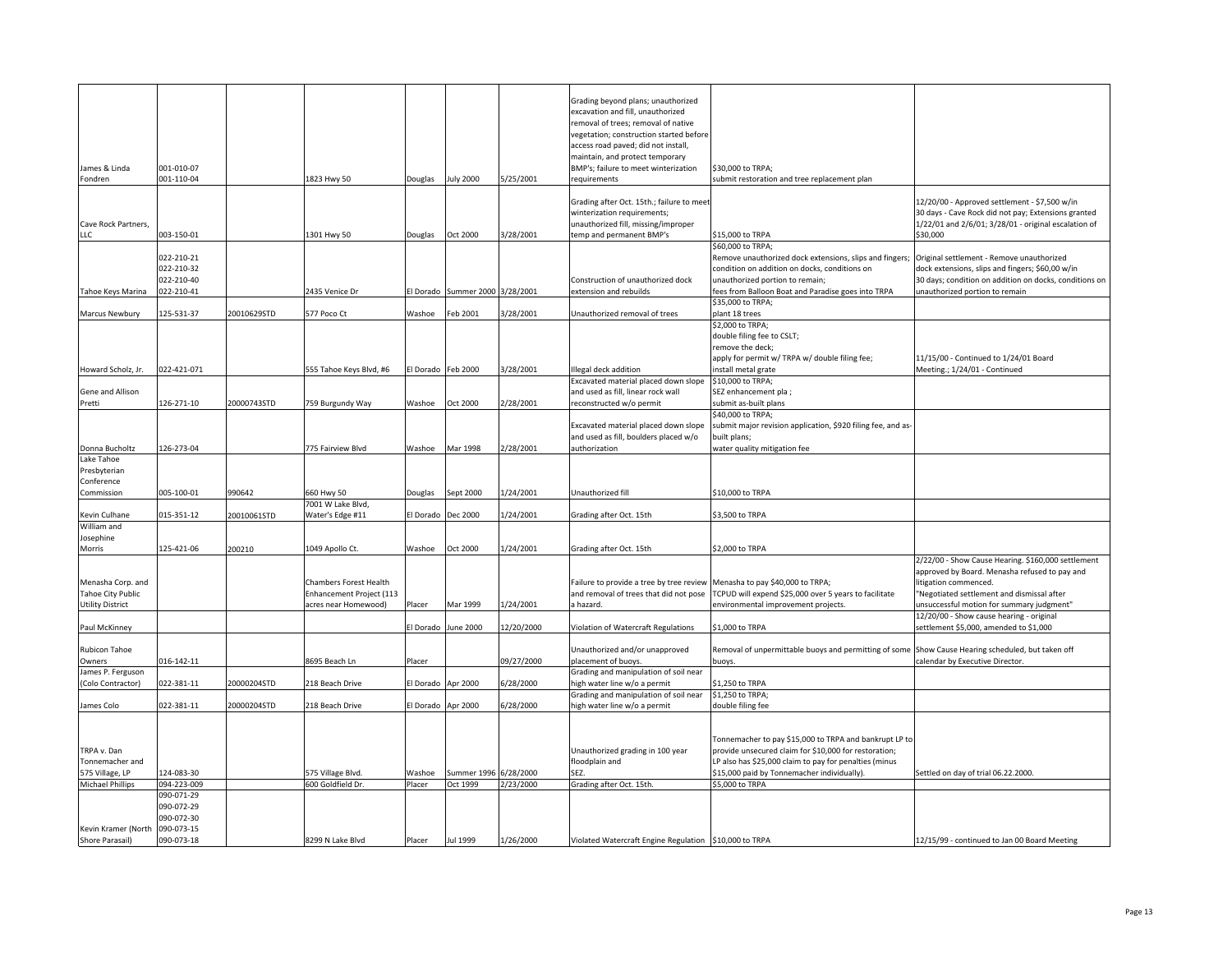| | | | | | | | | | |
|---|---|---|---|---|---|---|---|---|---|
| James & Linda Fondren | 001-010-07 001-110-04 | | 1823 Hwy 50 | Douglas | July 2000 | 5/25/2001 | Grading beyond plans; unauthorized excavation and fill, unauthorized removal of trees; removal of native vegetation; construction started before access road paved; did not install, maintain, and protect temporary BMP's; failure to meet winterization requirements | $30,000 to TRPA; submit restoration and tree replacement plan | |
| Cave Rock Partners, LLC | 003-150-01 | | 1301 Hwy 50 | Douglas | Oct 2000 | 3/28/2001 | Grading after Oct. 15th.; failure to meet winterization requirements; unauthorized fill, missing/improper temp and permanent BMP's | $15,000 to TRPA | 12/20/00 - Approved settlement - $7,500 w/in 30 days - Cave Rock did not pay; Extensions granted 1/22/01 and 2/6/01; 3/28/01 - original escalation of $30,000 |
| Tahoe Keys Marina | 022-210-21 022-210-32 022-210-40 022-210-41 | | 2435 Venice Dr | El Dorado | Summer 2000 | 3/28/2001 | Construction of unauthorized dock extension and rebuilds | $60,000 to TRPA; Remove unauthorized dock extensions, slips and fingers; condition on addition on docks, conditions on unauthorized portion to remain; fees from Balloon Boat and Paradise goes into TRPA | Original settlement - Remove unauthorized dock extensions, slips and fingers; $60,00 w/in 30 days; condition on addition on docks, conditions on unauthorized portion to remain |
| Marcus Newbury | 125-531-37 | 20010629STD | 577 Poco Ct | Washoe | Feb 2001 | 3/28/2001 | Unauthorized removal of trees | $35,000 to TRPA; plant 18 trees | |
| Howard Scholz, Jr. | 022-421-071 | | 555 Tahoe Keys Blvd, #6 | El Dorado | Feb 2000 | 3/28/2001 | Illegal deck addition | $2,000 to TRPA; double filing fee to CSLT; remove the deck; apply for permit w/ TRPA w/ double filing fee; install metal grate | 11/15/00 - Continued to 1/24/01 Board Meeting.; 1/24/01 - Continued |
| Gene and Allison Pretti | 126-271-10 | 20000743STD | 759 Burgundy Way | Washoe | Oct 2000 | 2/28/2001 | Excavated material placed down slope and used as fill, linear rock wall reconstructed w/o permit | $10,000 to TRPA; SEZ enhancement pla ; submit as-built plans | |
| Donna Bucholtz | 126-273-04 | | 775 Fairview Blvd | Washoe | Mar 1998 | 2/28/2001 | Excavated material placed down slope and used as fill, boulders placed w/o authorization | $40,000 to TRPA; submit major revision application, $920 filing fee, and as-built plans; water quality mitigation fee | |
| Lake Tahoe Presbyterian Conference Commission | 005-100-01 | 990642 | 660 Hwy 50 | Douglas | Sept 2000 | 1/24/2001 | Unauthorized fill | $10,000 to TRPA | |
| Kevin Culhane | 015-351-12 | 20010061STD | 7001 W Lake Blvd, Water's Edge #11 | El Dorado | Dec 2000 | 1/24/2001 | Grading after Oct. 15th | $3,500 to TRPA | |
| William and Josephine Morris | 125-421-06 | 200210 | 1049 Apollo Ct. | Washoe | Oct 2000 | 1/24/2001 | Grading after Oct. 15th | $2,000 to TRPA | |
| Menasha Corp. and Tahoe City Public Utility District | | | Chambers Forest Health Enhancement Project (113 acres near Homewood) | Placer | Mar 1999 | 1/24/2001 | Failure to provide a tree by tree review and removal of trees that did not pose a hazard. | Menasha to pay $40,000 to TRPA; TCPUD will expend $25,000 over 5 years to facilitate environmental improvement projects. | 2/22/00 - Show Cause Hearing. $160,000 settlement approved by Board. Menasha refused to pay and litigation commenced. "Negotiated settlement and dismissal after unsuccessful motion for summary judgment" |
| Paul McKinney | | | | El Dorado | June 2000 | 12/20/2000 | Violation of Watercraft Regulations | $1,000 to TRPA | 12/20/00 - Show cause hearing - original settlement $5,000, amended to $1,000 |
| Rubicon Tahoe Owners | 016-142-11 | | 8695 Beach Ln | Placer | | 09/27/2000 | Unauthorized and/or unapproved placement of buoys. | Removal of unpermittable buoys and permitting of some buoys. | Show Cause Hearing scheduled, but taken off calendar by Executive Director. |
| James P. Ferguson (Colo Contractor) | 022-381-11 | 20000204STD | 218 Beach Drive | El Dorado | Apr 2000 | 6/28/2000 | Grading and manipulation of soil near high water line w/o a permit | $1,250 to TRPA | |
| James Colo | 022-381-11 | 20000204STD | 218 Beach Drive | El Dorado | Apr 2000 | 6/28/2000 | Grading and manipulation of soil near high water line w/o a permit | $1,250 to TRPA; double filing fee | |
| TRPA v. Dan Tonnemacher and 575 Village, LP | 124-083-30 | | 575 Village Blvd. | Washoe | Summer 1996 | 6/28/2000 | Unauthorized grading in 100 year floodplain and SEZ. | Tonnemacher to pay $15,000 to TRPA and bankrupt LP to provide unsecured claim for $10,000 for restoration; LP also has $25,000 claim to pay for penalties (minus $15,000 paid by Tonnemacher individually). | Settled on day of trial 06.22.2000. |
| Michael Phillips | 094-223-009 | | 600 Goldfield Dr. | Placer | Oct 1999 | 2/23/2000 | Grading after Oct. 15th. | $5,000 to TRPA | |
| Kevin Kramer (North Shore Parasail) | 090-071-29 090-072-29 090-072-30 090-073-15 090-073-18 | | 8299 N Lake Blvd | Placer | Jul 1999 | 1/26/2000 | Violated Watercraft Engine Regulation | $10,000 to TRPA | 12/15/99 - continued to Jan 00 Board Meeting |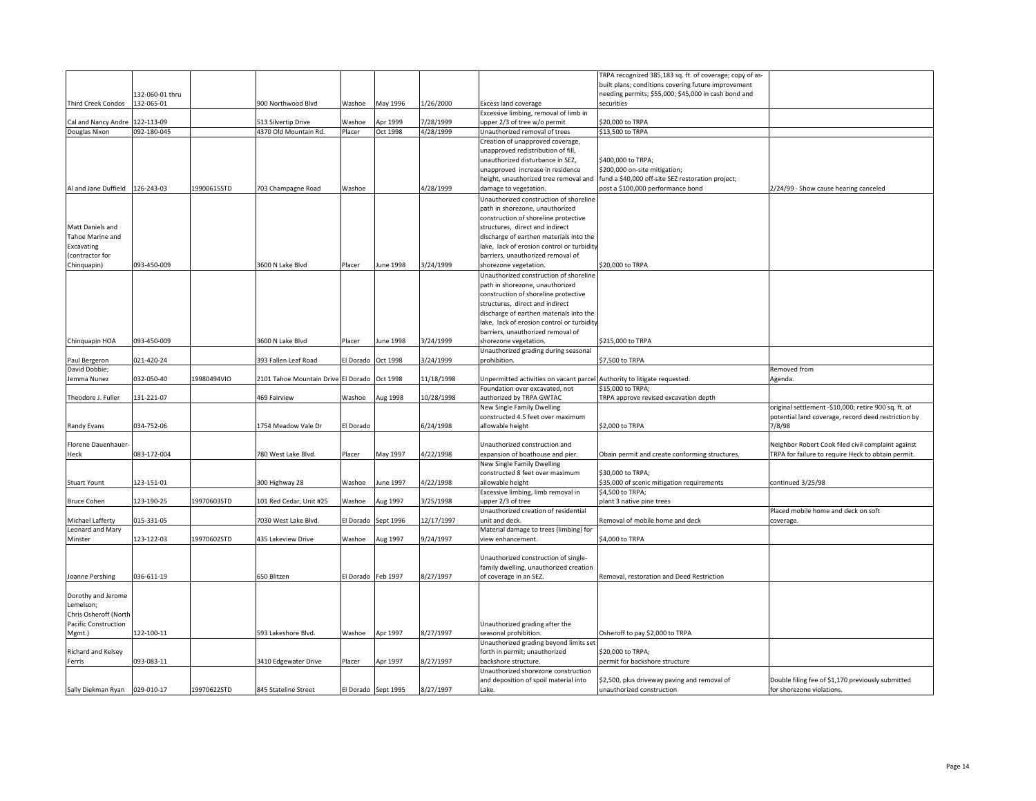| | | | | | | | | | |
|---|---|---|---|---|---|---|---|---|---|
| Third Creek Condos | 132-060-01 thru 132-065-01 | | 900 Northwood Blvd | Washoe | May 1996 | 1/26/2000 | Excess land coverage | TRPA recognized 385,183 sq. ft. of coverage; copy of as-built plans; conditions covering future improvement needing permits; $55,000; $45,000 in cash bond and securities | |
| Cal and Nancy Andre | 122-113-09 | | 513 Silvertip Drive | Washoe | Apr 1999 | 7/28/1999 | Excessive limbing, removal of limb in upper 2/3 of tree w/o permit | $20,000 to TRPA | |
| Douglas Nixon | 092-180-045 | | 4370 Old Mountain Rd. | Placer | Oct 1998 | 4/28/1999 | Unauthorized removal of trees | $13,500 to TRPA | |
| Al and Jane Duffield | 126-243-03 | 19900615STD | 703 Champagne Road | Washoe | | 4/28/1999 | Creation of unapproved coverage, unapproved redistribution of fill, unauthorized disturbance in SEZ, unapproved increase in residence height, unauthorized tree removal and damage to vegetation. | $400,000 to TRPA; $200,000 on-site mitigation; fund a $40,000 off-site SEZ restoration project; post a $100,000 performance bond | 2/24/99 - Show cause hearing canceled |
| Matt Daniels and Tahoe Marine and Excavating (contractor for Chinquapin) | 093-450-009 | | 3600 N Lake Blvd | Placer | June 1998 | 3/24/1999 | Unauthorized construction of shoreline path in shorezone, unauthorized construction of shoreline protective structures, direct and indirect discharge of earthen materials into the lake, lack of erosion control or turbidity barriers, unauthorized removal of shorezone vegetation. | $20,000 to TRPA | |
| Chinquapin HOA | 093-450-009 | | 3600 N Lake Blvd | Placer | June 1998 | 3/24/1999 | Unauthorized construction of shoreline path in shorezone, unauthorized construction of shoreline protective structures, direct and indirect discharge of earthen materials into the lake, lack of erosion control or turbidity barriers, unauthorized removal of shorezone vegetation. | $215,000 to TRPA | |
| Paul Bergeron | 021-420-24 | | 393 Fallen Leaf Road | El Dorado | Oct 1998 | 3/24/1999 | Unauthorized grading during seasonal prohibition. | $7,500 to TRPA | |
| David Dobbie; Jemma Nunez | 032-050-40 | 19980494VIO | 2101 Tahoe Mountain Drive | El Dorado | Oct 1998 | 11/18/1998 | Unpermitted activities on vacant parcel | Authority to litigate requested. | Removed from Agenda. |
| Theodore J. Fuller | 131-221-07 | | 469 Fairview | Washoe | Aug 1998 | 10/28/1998 | Foundation over excavated, not authorized by TRPA GWTAC | $15,000 to TRPA; TRPA approve revised excavation depth | |
| Randy Evans | 034-752-06 | | 1754 Meadow Vale Dr | El Dorado | | 6/24/1998 | New Single Family Dwelling constructed 4.5 feet over maximum allowable height | $2,000 to TRPA | original settlement -$10,000; retire 900 sq. ft. of potential land coverage, record deed restriction by 7/8/98 |
| Florene Dauenhauer-Heck | 083-172-004 | | 780 West Lake Blvd. | Placer | May 1997 | 4/22/1998 | Unauthorized construction and expansion of boathouse and pier. | Obain permit and create conforming structures. | Neighbor Robert Cook filed civil complaint against TRPA for failure to require Heck to obtain permit. |
| Stuart Yount | 123-151-01 | | 300 Highway 28 | Washoe | June 1997 | 4/22/1998 | New Single Family Dwelling constructed 8 feet over maximum allowable height | $30,000 to TRPA; $35,000 of scenic mitigation requirements | continued 3/25/98 |
| Bruce Cohen | 123-190-25 | 19970603STD | 101 Red Cedar, Unit #25 | Washoe | Aug 1997 | 3/25/1998 | Excessive limbing, limb removal in upper 2/3 of tree | $4,500 to TRPA; plant 3 native pine trees | |
| Michael Lafferty | 015-331-05 | | 7030 West Lake Blvd. | El Dorado | Sept 1996 | 12/17/1997 | Unauthorized creation of residential unit and deck. | Removal of mobile home and deck | Placed mobile home and deck on soft coverage. |
| Leonard and Mary Minster | 123-122-03 | 19970602STD | 435 Lakeview Drive | Washoe | Aug 1997 | 9/24/1997 | Material damage to trees (limbing) for view enhancement. | $4,000 to TRPA | |
| Joanne Pershing | 036-611-19 | | 650 Blitzen | El Dorado | Feb 1997 | 8/27/1997 | Unauthorized construction of single-family dwelling, unauthorized creation of coverage in an SEZ. | Removal, restoration and Deed Restriction | |
| Dorothy and Jerome Lemelson; Chris Osheroff (North Pacific Construction Mgmt.) | 122-100-11 | | 593 Lakeshore Blvd. | Washoe | Apr 1997 | 8/27/1997 | Unauthorized grading after the seasonal prohibition. | Osheroff to pay $2,000 to TRPA | |
| Richard and Kelsey Ferris | 093-083-11 | | 3410 Edgewater Drive | Placer | Apr 1997 | 8/27/1997 | Unauthorized grading beyond limits set forth in permit; unauthorized backshore structure. | $20,000 to TRPA; permit for backshore structure | |
| Sally Diekman Ryan | 029-010-17 | 19970622STD | 845 Stateline Street | El Dorado | Sept 1995 | 8/27/1997 | Unauthorized shorezone construction and deposition of spoil material into Lake. | $2,500, plus driveway paving and removal of unauthorized construction | Double filing fee of $1,170 previously submitted for shorezone violations. |